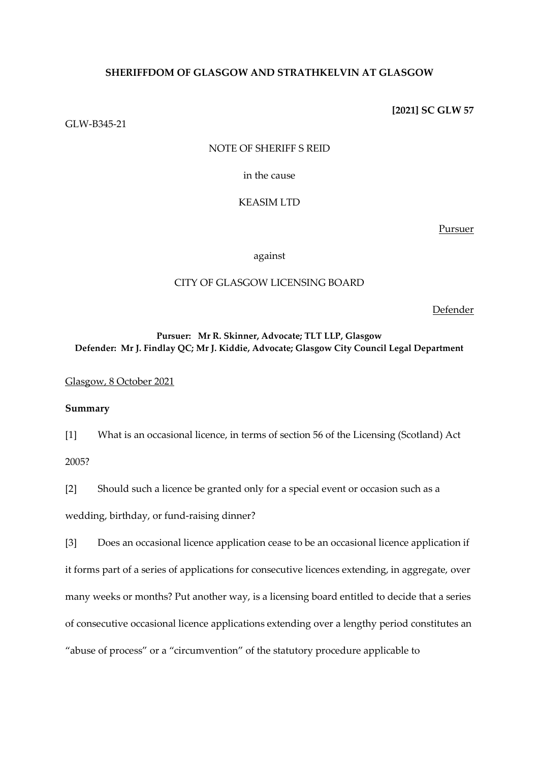**SHERIFFDOM OF GLASGOW AND STRATHKELVIN AT GLASGOW**

**[2021] SC GLW 57**

GLW-B345-21

NOTE OF SHERIFF S REID

in the cause

KEASIM LTD

Pursuer

against

CITY OF GLASGOW LICENSING BOARD

Defender

**Pursuer: Mr R. Skinner, Advocate; TLT LLP, Glasgow**
**Defender: Mr J. Findlay QC; Mr J. Kiddie, Advocate; Glasgow City Council Legal Department**

Glasgow, 8 October 2021

**Summary**

[1] What is an occasional licence, in terms of section 56 of the Licensing (Scotland) Act 2005?

[2] Should such a licence be granted only for a special event or occasion such as a wedding, birthday, or fund-raising dinner?

[3] Does an occasional licence application cease to be an occasional licence application if it forms part of a series of applications for consecutive licences extending, in aggregate, over many weeks or months? Put another way, is a licensing board entitled to decide that a series of consecutive occasional licence applications extending over a lengthy period constitutes an "abuse of process" or a "circumvention" of the statutory procedure applicable to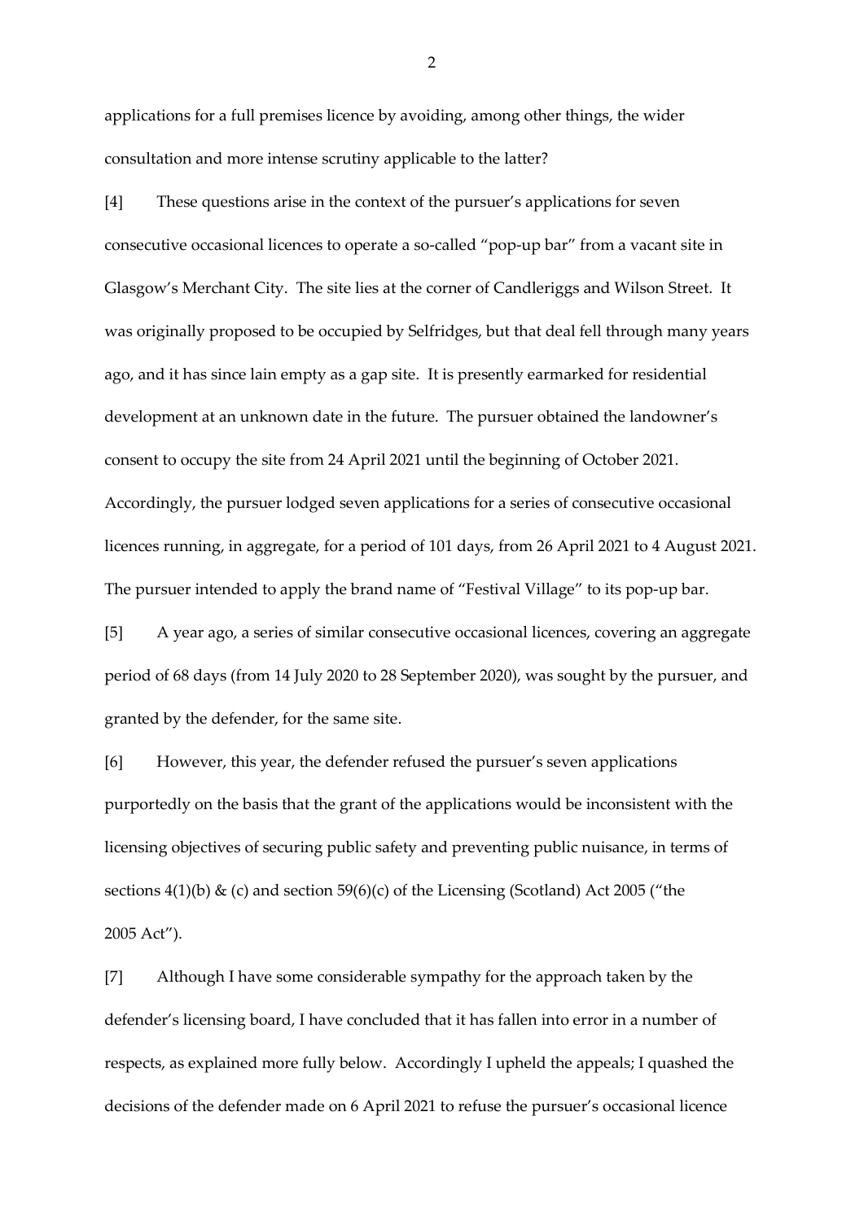applications for a full premises licence by avoiding, among other things, the wider consultation and more intense scrutiny applicable to the latter?

[4] These questions arise in the context of the pursuer's applications for seven consecutive occasional licences to operate a so-called "pop-up bar" from a vacant site in Glasgow's Merchant City. The site lies at the corner of Candleriggs and Wilson Street. It was originally proposed to be occupied by Selfridges, but that deal fell through many years ago, and it has since lain empty as a gap site. It is presently earmarked for residential development at an unknown date in the future. The pursuer obtained the landowner's consent to occupy the site from 24 April 2021 until the beginning of October 2021. Accordingly, the pursuer lodged seven applications for a series of consecutive occasional licences running, in aggregate, for a period of 101 days, from 26 April 2021 to 4 August 2021. The pursuer intended to apply the brand name of "Festival Village" to its pop-up bar.

[5] A year ago, a series of similar consecutive occasional licences, covering an aggregate period of 68 days (from 14 July 2020 to 28 September 2020), was sought by the pursuer, and granted by the defender, for the same site.

[6] However, this year, the defender refused the pursuer's seven applications purportedly on the basis that the grant of the applications would be inconsistent with the licensing objectives of securing public safety and preventing public nuisance, in terms of sections 4(1)(b) & (c) and section 59(6)(c) of the Licensing (Scotland) Act 2005 ("the 2005 Act").

[7] Although I have some considerable sympathy for the approach taken by the defender's licensing board, I have concluded that it has fallen into error in a number of respects, as explained more fully below. Accordingly I upheld the appeals; I quashed the decisions of the defender made on 6 April 2021 to refuse the pursuer's occasional licence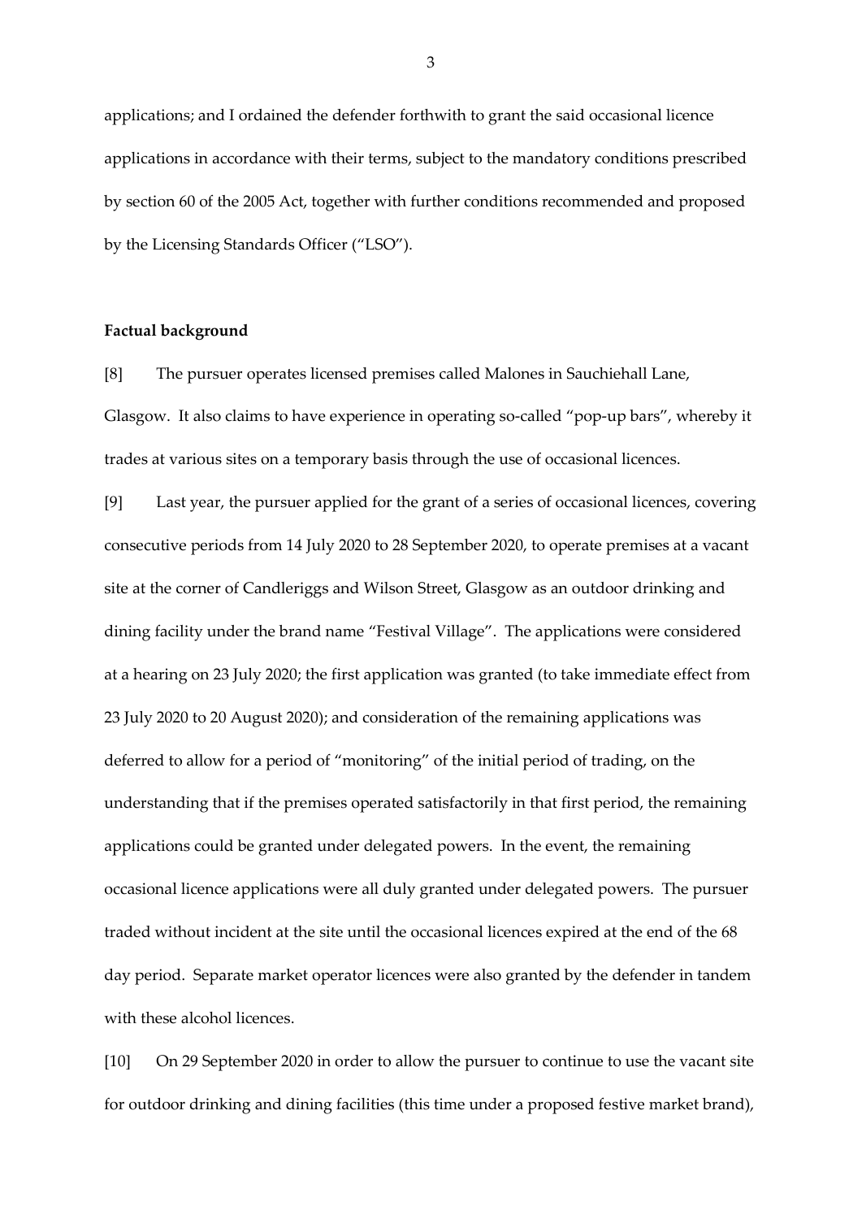applications; and I ordained the defender forthwith to grant the said occasional licence applications in accordance with their terms, subject to the mandatory conditions prescribed by section 60 of the 2005 Act, together with further conditions recommended and proposed by the Licensing Standards Officer ("LSO").

**Factual background**

[8] The pursuer operates licensed premises called Malones in Sauchiehall Lane, Glasgow. It also claims to have experience in operating so-called "pop-up bars", whereby it trades at various sites on a temporary basis through the use of occasional licences.

[9] Last year, the pursuer applied for the grant of a series of occasional licences, covering consecutive periods from 14 July 2020 to 28 September 2020, to operate premises at a vacant site at the corner of Candleriggs and Wilson Street, Glasgow as an outdoor drinking and dining facility under the brand name "Festival Village". The applications were considered at a hearing on 23 July 2020; the first application was granted (to take immediate effect from 23 July 2020 to 20 August 2020); and consideration of the remaining applications was deferred to allow for a period of "monitoring" of the initial period of trading, on the understanding that if the premises operated satisfactorily in that first period, the remaining applications could be granted under delegated powers. In the event, the remaining occasional licence applications were all duly granted under delegated powers. The pursuer traded without incident at the site until the occasional licences expired at the end of the 68 day period. Separate market operator licences were also granted by the defender in tandem with these alcohol licences.

[10] On 29 September 2020 in order to allow the pursuer to continue to use the vacant site for outdoor drinking and dining facilities (this time under a proposed festive market brand),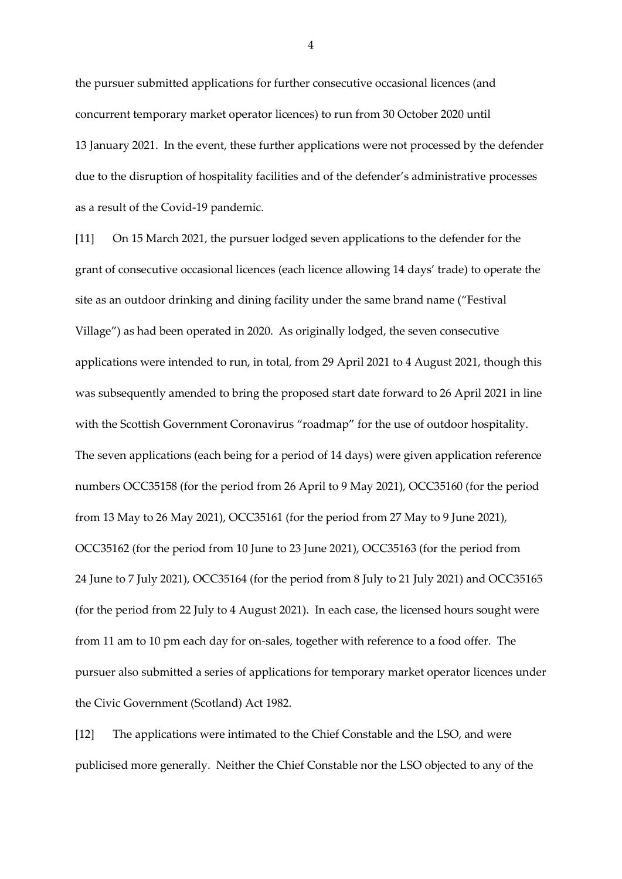the pursuer submitted applications for further consecutive occasional licences (and concurrent temporary market operator licences) to run from 30 October 2020 until 13 January 2021. In the event, these further applications were not processed by the defender due to the disruption of hospitality facilities and of the defender's administrative processes as a result of the Covid-19 pandemic.

[11] On 15 March 2021, the pursuer lodged seven applications to the defender for the grant of consecutive occasional licences (each licence allowing 14 days' trade) to operate the site as an outdoor drinking and dining facility under the same brand name ("Festival Village") as had been operated in 2020. As originally lodged, the seven consecutive applications were intended to run, in total, from 29 April 2021 to 4 August 2021, though this was subsequently amended to bring the proposed start date forward to 26 April 2021 in line with the Scottish Government Coronavirus "roadmap" for the use of outdoor hospitality. The seven applications (each being for a period of 14 days) were given application reference numbers OCC35158 (for the period from 26 April to 9 May 2021), OCC35160 (for the period from 13 May to 26 May 2021), OCC35161 (for the period from 27 May to 9 June 2021), OCC35162 (for the period from 10 June to 23 June 2021), OCC35163 (for the period from 24 June to 7 July 2021), OCC35164 (for the period from 8 July to 21 July 2021) and OCC35165 (for the period from 22 July to 4 August 2021). In each case, the licensed hours sought were from 11 am to 10 pm each day for on-sales, together with reference to a food offer. The pursuer also submitted a series of applications for temporary market operator licences under the Civic Government (Scotland) Act 1982.

[12] The applications were intimated to the Chief Constable and the LSO, and were publicised more generally. Neither the Chief Constable nor the LSO objected to any of the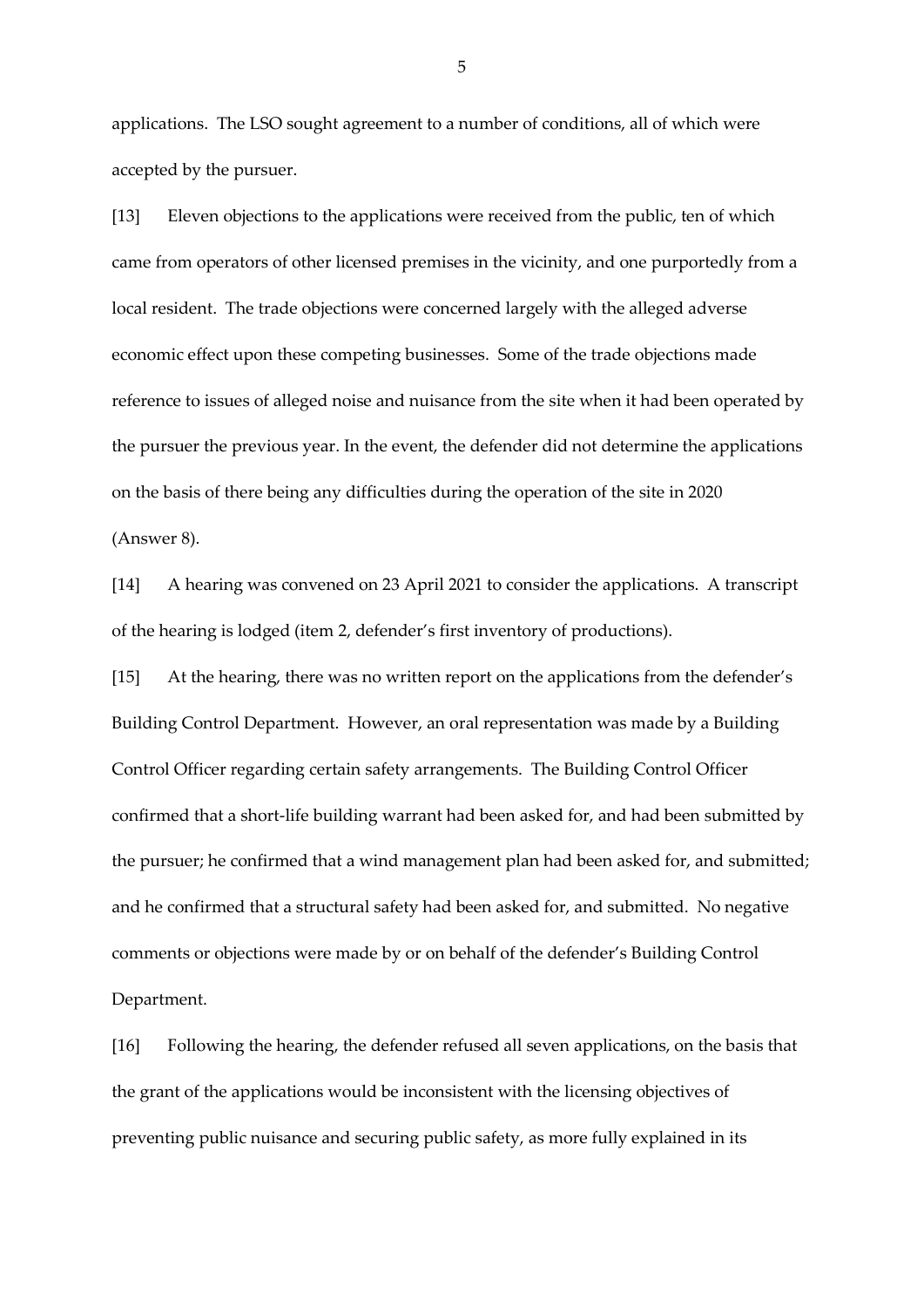applications. The LSO sought agreement to a number of conditions, all of which were accepted by the pursuer.

[13] Eleven objections to the applications were received from the public, ten of which came from operators of other licensed premises in the vicinity, and one purportedly from a local resident. The trade objections were concerned largely with the alleged adverse economic effect upon these competing businesses. Some of the trade objections made reference to issues of alleged noise and nuisance from the site when it had been operated by the pursuer the previous year. In the event, the defender did not determine the applications on the basis of there being any difficulties during the operation of the site in 2020 (Answer 8).

[14] A hearing was convened on 23 April 2021 to consider the applications. A transcript of the hearing is lodged (item 2, defender's first inventory of productions).

[15] At the hearing, there was no written report on the applications from the defender's Building Control Department. However, an oral representation was made by a Building Control Officer regarding certain safety arrangements. The Building Control Officer confirmed that a short-life building warrant had been asked for, and had been submitted by the pursuer; he confirmed that a wind management plan had been asked for, and submitted; and he confirmed that a structural safety had been asked for, and submitted. No negative comments or objections were made by or on behalf of the defender's Building Control Department.

[16] Following the hearing, the defender refused all seven applications, on the basis that the grant of the applications would be inconsistent with the licensing objectives of preventing public nuisance and securing public safety, as more fully explained in its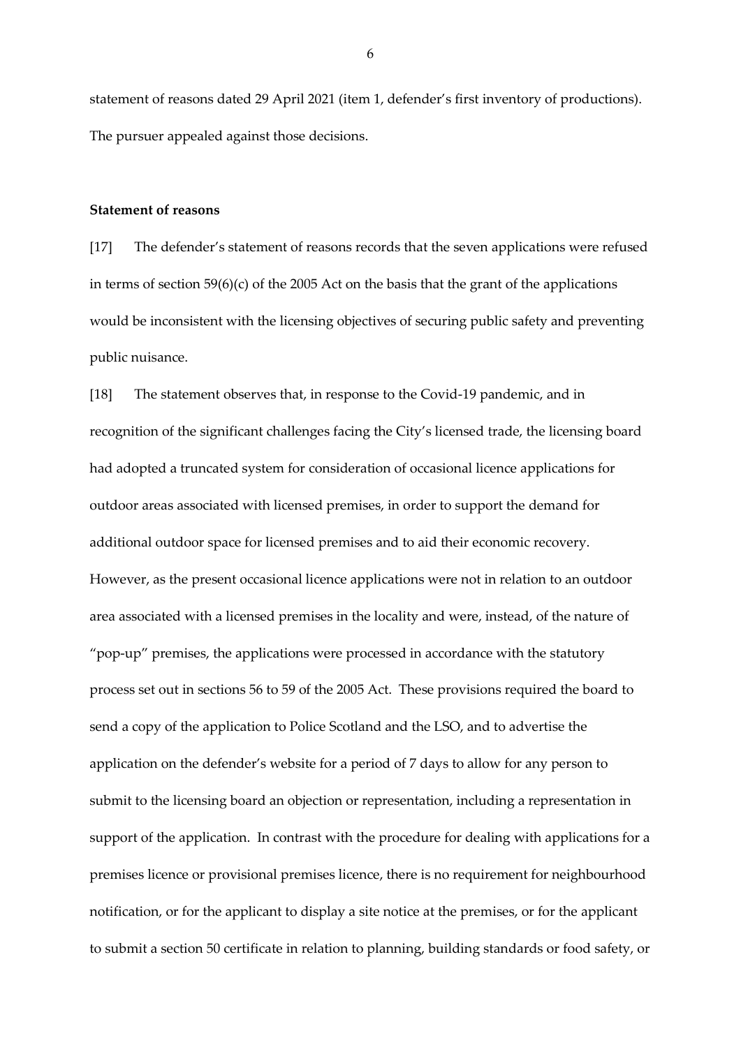statement of reasons dated 29 April 2021 (item 1, defender's first inventory of productions). The pursuer appealed against those decisions.

**Statement of reasons**

[17] The defender's statement of reasons records that the seven applications were refused in terms of section 59(6)(c) of the 2005 Act on the basis that the grant of the applications would be inconsistent with the licensing objectives of securing public safety and preventing public nuisance.

[18] The statement observes that, in response to the Covid-19 pandemic, and in recognition of the significant challenges facing the City's licensed trade, the licensing board had adopted a truncated system for consideration of occasional licence applications for outdoor areas associated with licensed premises, in order to support the demand for additional outdoor space for licensed premises and to aid their economic recovery. However, as the present occasional licence applications were not in relation to an outdoor area associated with a licensed premises in the locality and were, instead, of the nature of "pop-up" premises, the applications were processed in accordance with the statutory process set out in sections 56 to 59 of the 2005 Act. These provisions required the board to send a copy of the application to Police Scotland and the LSO, and to advertise the application on the defender's website for a period of 7 days to allow for any person to submit to the licensing board an objection or representation, including a representation in support of the application. In contrast with the procedure for dealing with applications for a premises licence or provisional premises licence, there is no requirement for neighbourhood notification, or for the applicant to display a site notice at the premises, or for the applicant to submit a section 50 certificate in relation to planning, building standards or food safety, or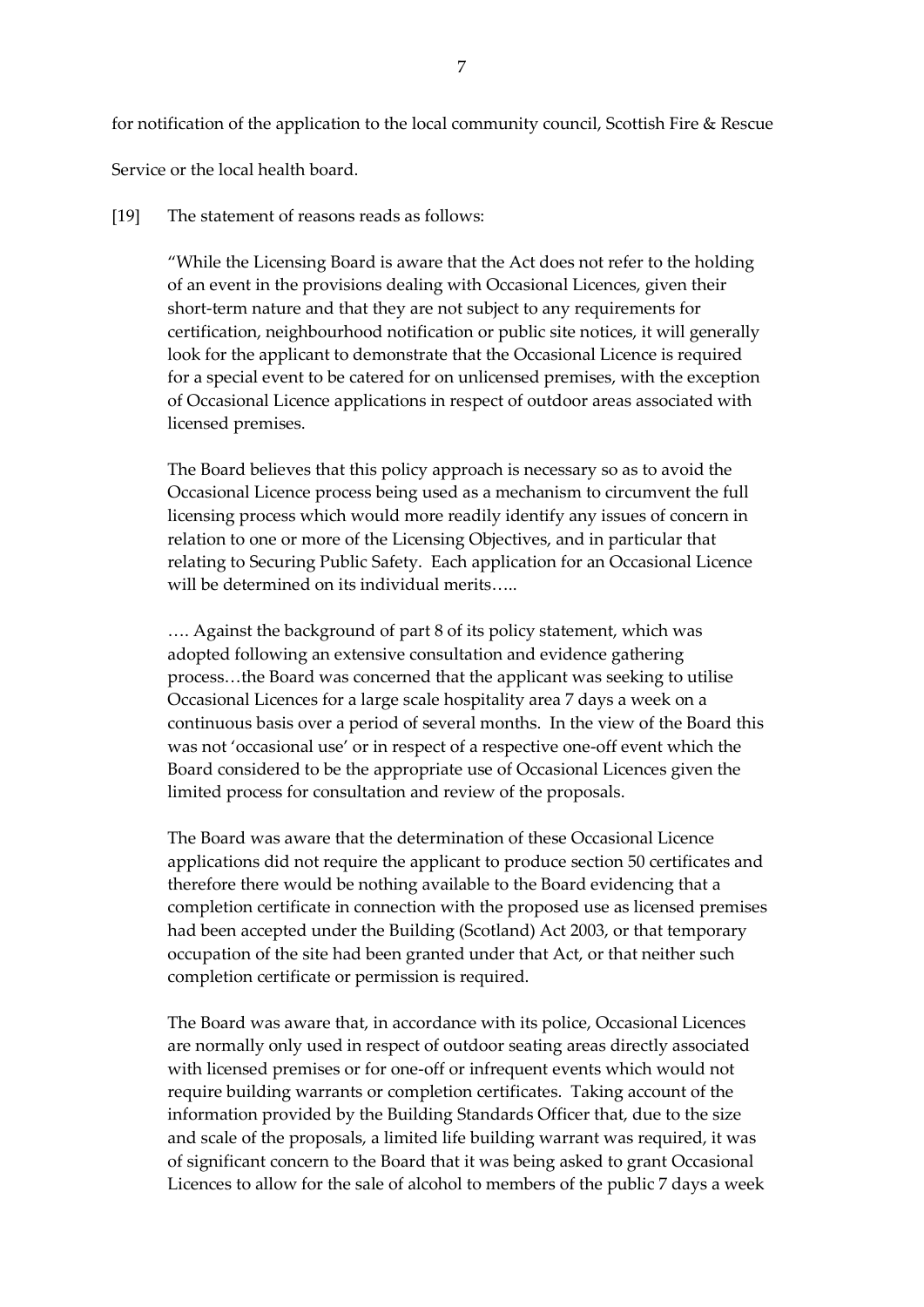for notification of the application to the local community council, Scottish Fire & Rescue Service or the local health board.

[19] The statement of reasons reads as follows:

> "While the Licensing Board is aware that the Act does not refer to the holding of an event in the provisions dealing with Occasional Licences, given their short-term nature and that they are not subject to any requirements for certification, neighbourhood notification or public site notices, it will generally look for the applicant to demonstrate that the Occasional Licence is required for a special event to be catered for on unlicensed premises, with the exception of Occasional Licence applications in respect of outdoor areas associated with licensed premises.
>
> The Board believes that this policy approach is necessary so as to avoid the Occasional Licence process being used as a mechanism to circumvent the full licensing process which would more readily identify any issues of concern in relation to one or more of the Licensing Objectives, and in particular that relating to Securing Public Safety. Each application for an Occasional Licence will be determined on its individual merits…..
>
> …. Against the background of part 8 of its policy statement, which was adopted following an extensive consultation and evidence gathering process…the Board was concerned that the applicant was seeking to utilise Occasional Licences for a large scale hospitality area 7 days a week on a continuous basis over a period of several months. In the view of the Board this was not 'occasional use' or in respect of a respective one-off event which the Board considered to be the appropriate use of Occasional Licences given the limited process for consultation and review of the proposals.
>
> The Board was aware that the determination of these Occasional Licence applications did not require the applicant to produce section 50 certificates and therefore there would be nothing available to the Board evidencing that a completion certificate in connection with the proposed use as licensed premises had been accepted under the Building (Scotland) Act 2003, or that temporary occupation of the site had been granted under that Act, or that neither such completion certificate or permission is required.
>
> The Board was aware that, in accordance with its police, Occasional Licences are normally only used in respect of outdoor seating areas directly associated with licensed premises or for one-off or infrequent events which would not require building warrants or completion certificates. Taking account of the information provided by the Building Standards Officer that, due to the size and scale of the proposals, a limited life building warrant was required, it was of significant concern to the Board that it was being asked to grant Occasional Licences to allow for the sale of alcohol to members of the public 7 days a week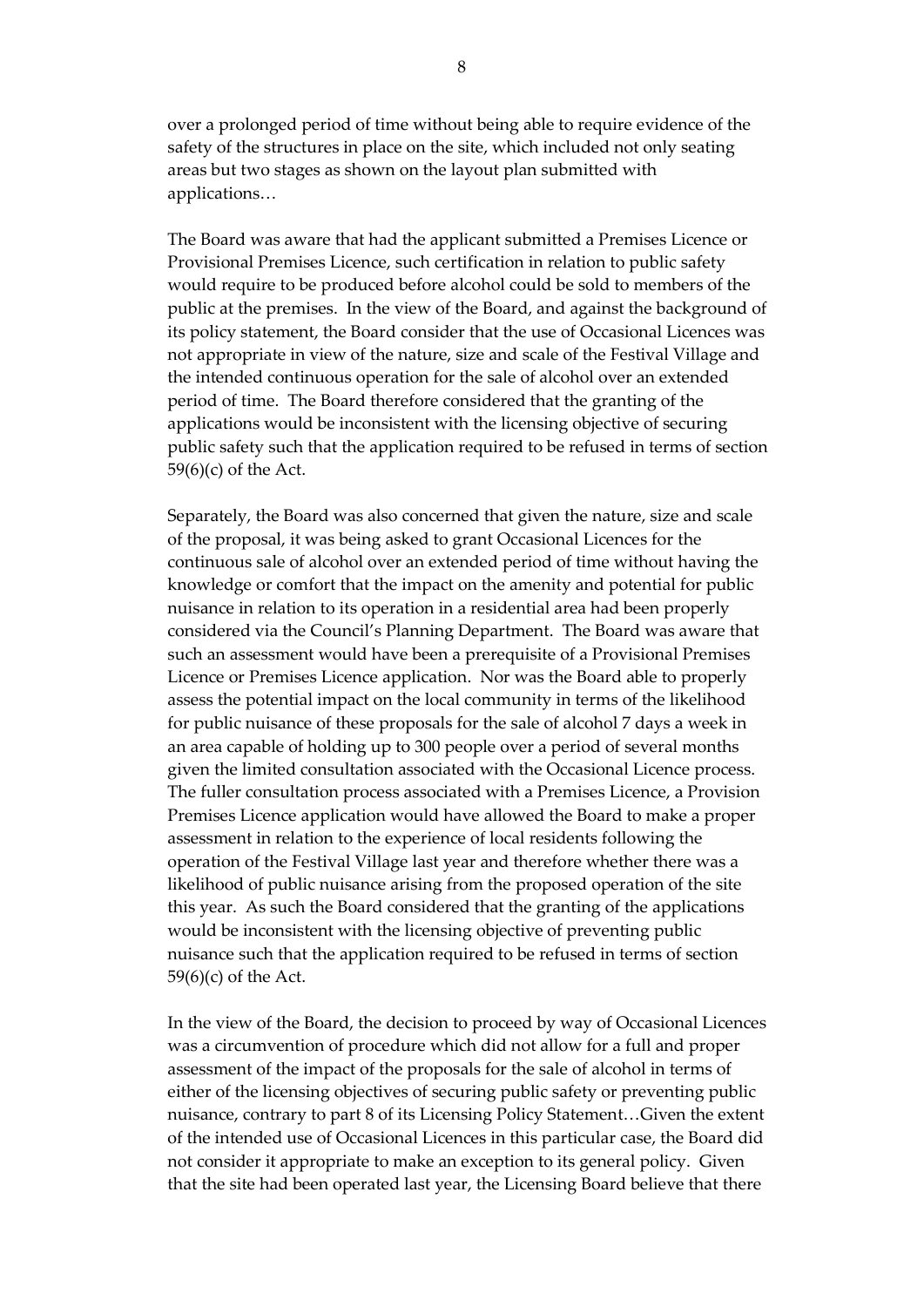over a prolonged period of time without being able to require evidence of the safety of the structures in place on the site, which included not only seating areas but two stages as shown on the layout plan submitted with applications…

The Board was aware that had the applicant submitted a Premises Licence or Provisional Premises Licence, such certification in relation to public safety would require to be produced before alcohol could be sold to members of the public at the premises. In the view of the Board, and against the background of its policy statement, the Board consider that the use of Occasional Licences was not appropriate in view of the nature, size and scale of the Festival Village and the intended continuous operation for the sale of alcohol over an extended period of time. The Board therefore considered that the granting of the applications would be inconsistent with the licensing objective of securing public safety such that the application required to be refused in terms of section 59(6)(c) of the Act.

Separately, the Board was also concerned that given the nature, size and scale of the proposal, it was being asked to grant Occasional Licences for the continuous sale of alcohol over an extended period of time without having the knowledge or comfort that the impact on the amenity and potential for public nuisance in relation to its operation in a residential area had been properly considered via the Council's Planning Department. The Board was aware that such an assessment would have been a prerequisite of a Provisional Premises Licence or Premises Licence application. Nor was the Board able to properly assess the potential impact on the local community in terms of the likelihood for public nuisance of these proposals for the sale of alcohol 7 days a week in an area capable of holding up to 300 people over a period of several months given the limited consultation associated with the Occasional Licence process. The fuller consultation process associated with a Premises Licence, a Provision Premises Licence application would have allowed the Board to make a proper assessment in relation to the experience of local residents following the operation of the Festival Village last year and therefore whether there was a likelihood of public nuisance arising from the proposed operation of the site this year. As such the Board considered that the granting of the applications would be inconsistent with the licensing objective of preventing public nuisance such that the application required to be refused in terms of section 59(6)(c) of the Act.

In the view of the Board, the decision to proceed by way of Occasional Licences was a circumvention of procedure which did not allow for a full and proper assessment of the impact of the proposals for the sale of alcohol in terms of either of the licensing objectives of securing public safety or preventing public nuisance, contrary to part 8 of its Licensing Policy Statement…Given the extent of the intended use of Occasional Licences in this particular case, the Board did not consider it appropriate to make an exception to its general policy. Given that the site had been operated last year, the Licensing Board believe that there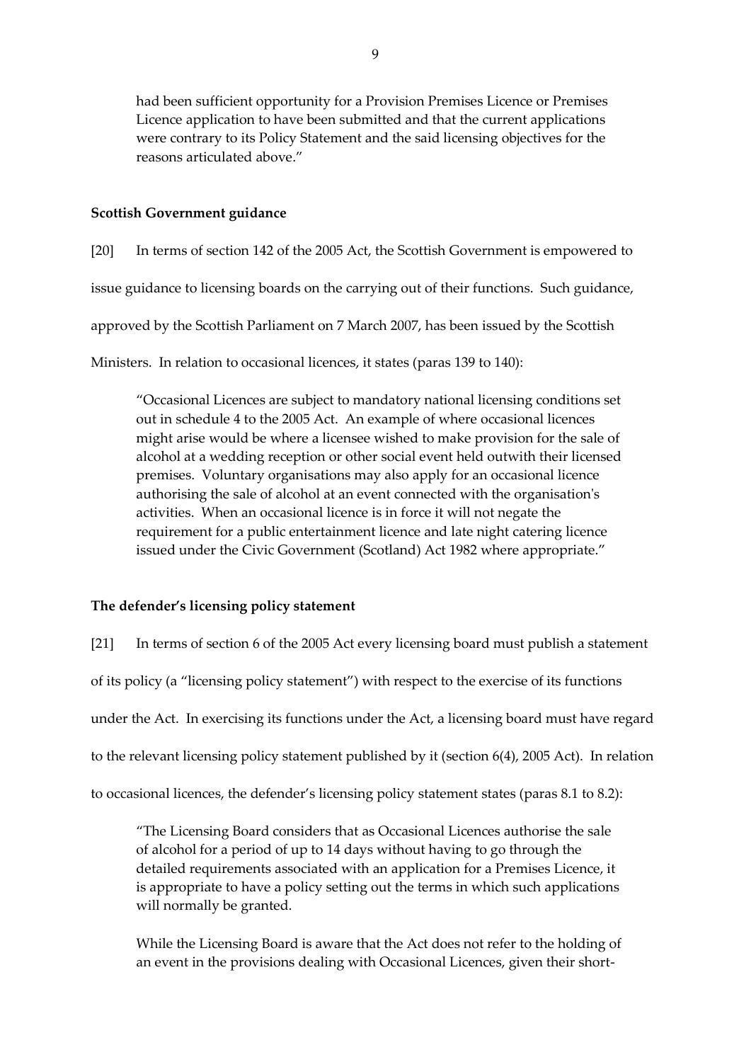had been sufficient opportunity for a Provision Premises Licence or Premises Licence application to have been submitted and that the current applications were contrary to its Policy Statement and the said licensing objectives for the reasons articulated above."

**Scottish Government guidance**

[20] In terms of section 142 of the 2005 Act, the Scottish Government is empowered to issue guidance to licensing boards on the carrying out of their functions. Such guidance, approved by the Scottish Parliament on 7 March 2007, has been issued by the Scottish Ministers. In relation to occasional licences, it states (paras 139 to 140):

> "Occasional Licences are subject to mandatory national licensing conditions set out in schedule 4 to the 2005 Act. An example of where occasional licences might arise would be where a licensee wished to make provision for the sale of alcohol at a wedding reception or other social event held outwith their licensed premises. Voluntary organisations may also apply for an occasional licence authorising the sale of alcohol at an event connected with the organisation's activities. When an occasional licence is in force it will not negate the requirement for a public entertainment licence and late night catering licence issued under the Civic Government (Scotland) Act 1982 where appropriate."

**The defender's licensing policy statement**

[21] In terms of section 6 of the 2005 Act every licensing board must publish a statement of its policy (a "licensing policy statement") with respect to the exercise of its functions under the Act. In exercising its functions under the Act, a licensing board must have regard to the relevant licensing policy statement published by it (section 6(4), 2005 Act). In relation to occasional licences, the defender's licensing policy statement states (paras 8.1 to 8.2):

> "The Licensing Board considers that as Occasional Licences authorise the sale of alcohol for a period of up to 14 days without having to go through the detailed requirements associated with an application for a Premises Licence, it is appropriate to have a policy setting out the terms in which such applications will normally be granted.
>
> While the Licensing Board is aware that the Act does not refer to the holding of an event in the provisions dealing with Occasional Licences, given their short-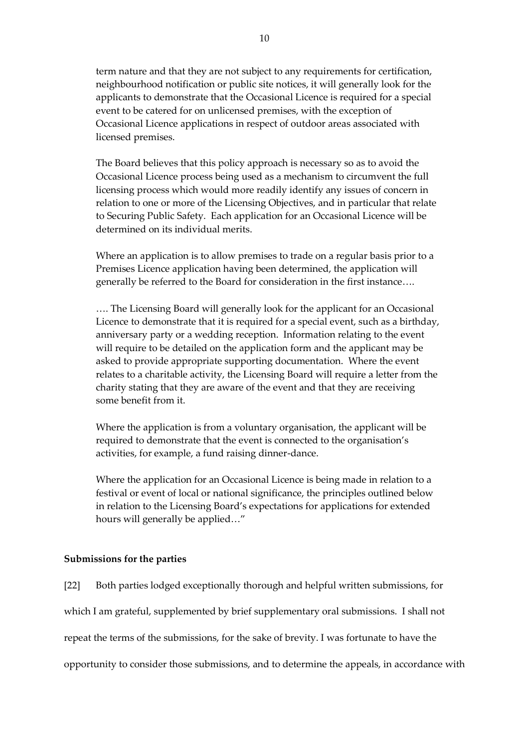term nature and that they are not subject to any requirements for certification, neighbourhood notification or public site notices, it will generally look for the applicants to demonstrate that the Occasional Licence is required for a special event to be catered for on unlicensed premises, with the exception of Occasional Licence applications in respect of outdoor areas associated with licensed premises.

The Board believes that this policy approach is necessary so as to avoid the Occasional Licence process being used as a mechanism to circumvent the full licensing process which would more readily identify any issues of concern in relation to one or more of the Licensing Objectives, and in particular that relate to Securing Public Safety. Each application for an Occasional Licence will be determined on its individual merits.

Where an application is to allow premises to trade on a regular basis prior to a Premises Licence application having been determined, the application will generally be referred to the Board for consideration in the first instance….

…. The Licensing Board will generally look for the applicant for an Occasional Licence to demonstrate that it is required for a special event, such as a birthday, anniversary party or a wedding reception. Information relating to the event will require to be detailed on the application form and the applicant may be asked to provide appropriate supporting documentation. Where the event relates to a charitable activity, the Licensing Board will require a letter from the charity stating that they are aware of the event and that they are receiving some benefit from it.

Where the application is from a voluntary organisation, the applicant will be required to demonstrate that the event is connected to the organisation's activities, for example, a fund raising dinner-dance.

Where the application for an Occasional Licence is being made in relation to a festival or event of local or national significance, the principles outlined below in relation to the Licensing Board's expectations for applications for extended hours will generally be applied…"

**Submissions for the parties**

[22] Both parties lodged exceptionally thorough and helpful written submissions, for which I am grateful, supplemented by brief supplementary oral submissions. I shall not repeat the terms of the submissions, for the sake of brevity. I was fortunate to have the opportunity to consider those submissions, and to determine the appeals, in accordance with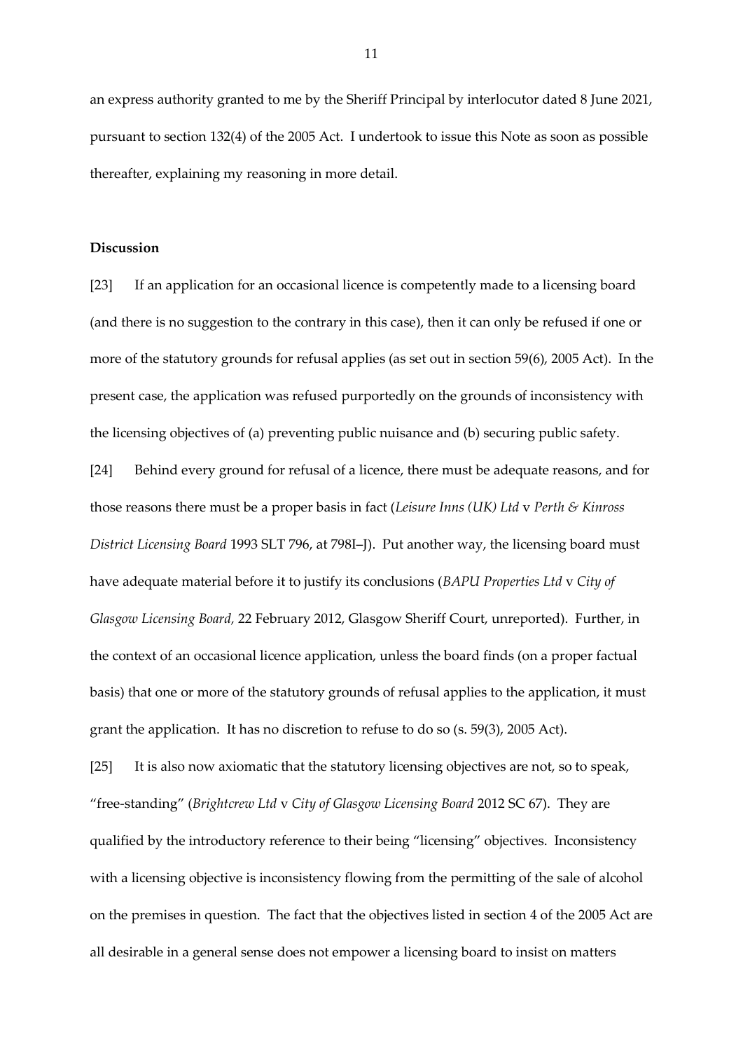an express authority granted to me by the Sheriff Principal by interlocutor dated 8 June 2021, pursuant to section 132(4) of the 2005 Act. I undertook to issue this Note as soon as possible thereafter, explaining my reasoning in more detail.

**Discussion**

[23] If an application for an occasional licence is competently made to a licensing board (and there is no suggestion to the contrary in this case), then it can only be refused if one or more of the statutory grounds for refusal applies (as set out in section 59(6), 2005 Act). In the present case, the application was refused purportedly on the grounds of inconsistency with the licensing objectives of (a) preventing public nuisance and (b) securing public safety.

[24] Behind every ground for refusal of a licence, there must be adequate reasons, and for those reasons there must be a proper basis in fact (*Leisure Inns (UK) Ltd* v *Perth & Kinross District Licensing Board* 1993 SLT 796, at 798I–J). Put another way, the licensing board must have adequate material before it to justify its conclusions (*BAPU Properties Ltd* v *City of Glasgow Licensing Board,* 22 February 2012, Glasgow Sheriff Court, unreported). Further, in the context of an occasional licence application, unless the board finds (on a proper factual basis) that one or more of the statutory grounds of refusal applies to the application, it must grant the application. It has no discretion to refuse to do so (s. 59(3), 2005 Act).

[25] It is also now axiomatic that the statutory licensing objectives are not, so to speak, "free-standing" (*Brightcrew Ltd* v *City of Glasgow Licensing Board* 2012 SC 67). They are qualified by the introductory reference to their being "licensing" objectives. Inconsistency with a licensing objective is inconsistency flowing from the permitting of the sale of alcohol on the premises in question. The fact that the objectives listed in section 4 of the 2005 Act are all desirable in a general sense does not empower a licensing board to insist on matters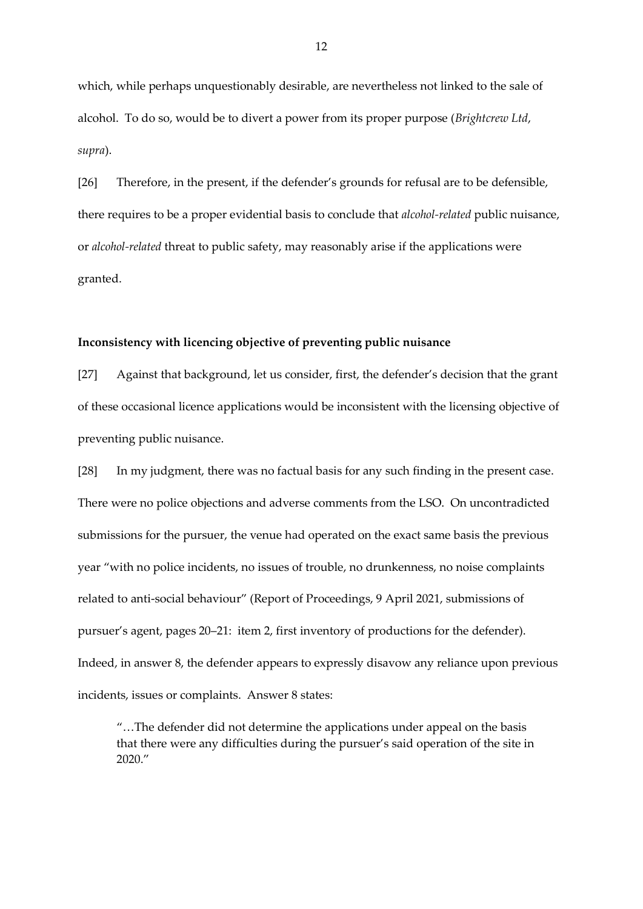which, while perhaps unquestionably desirable, are nevertheless not linked to the sale of alcohol. To do so, would be to divert a power from its proper purpose (*Brightcrew Ltd*, *supra*).

[26] Therefore, in the present, if the defender's grounds for refusal are to be defensible, there requires to be a proper evidential basis to conclude that *alcohol-related* public nuisance, or *alcohol-related* threat to public safety, may reasonably arise if the applications were granted.

**Inconsistency with licencing objective of preventing public nuisance**

[27] Against that background, let us consider, first, the defender's decision that the grant of these occasional licence applications would be inconsistent with the licensing objective of preventing public nuisance.

[28] In my judgment, there was no factual basis for any such finding in the present case. There were no police objections and adverse comments from the LSO. On uncontradicted submissions for the pursuer, the venue had operated on the exact same basis the previous year "with no police incidents, no issues of trouble, no drunkenness, no noise complaints related to anti-social behaviour" (Report of Proceedings, 9 April 2021, submissions of pursuer's agent, pages 20–21: item 2, first inventory of productions for the defender). Indeed, in answer 8, the defender appears to expressly disavow any reliance upon previous incidents, issues or complaints. Answer 8 states:

> "…The defender did not determine the applications under appeal on the basis that there were any difficulties during the pursuer's said operation of the site in 2020."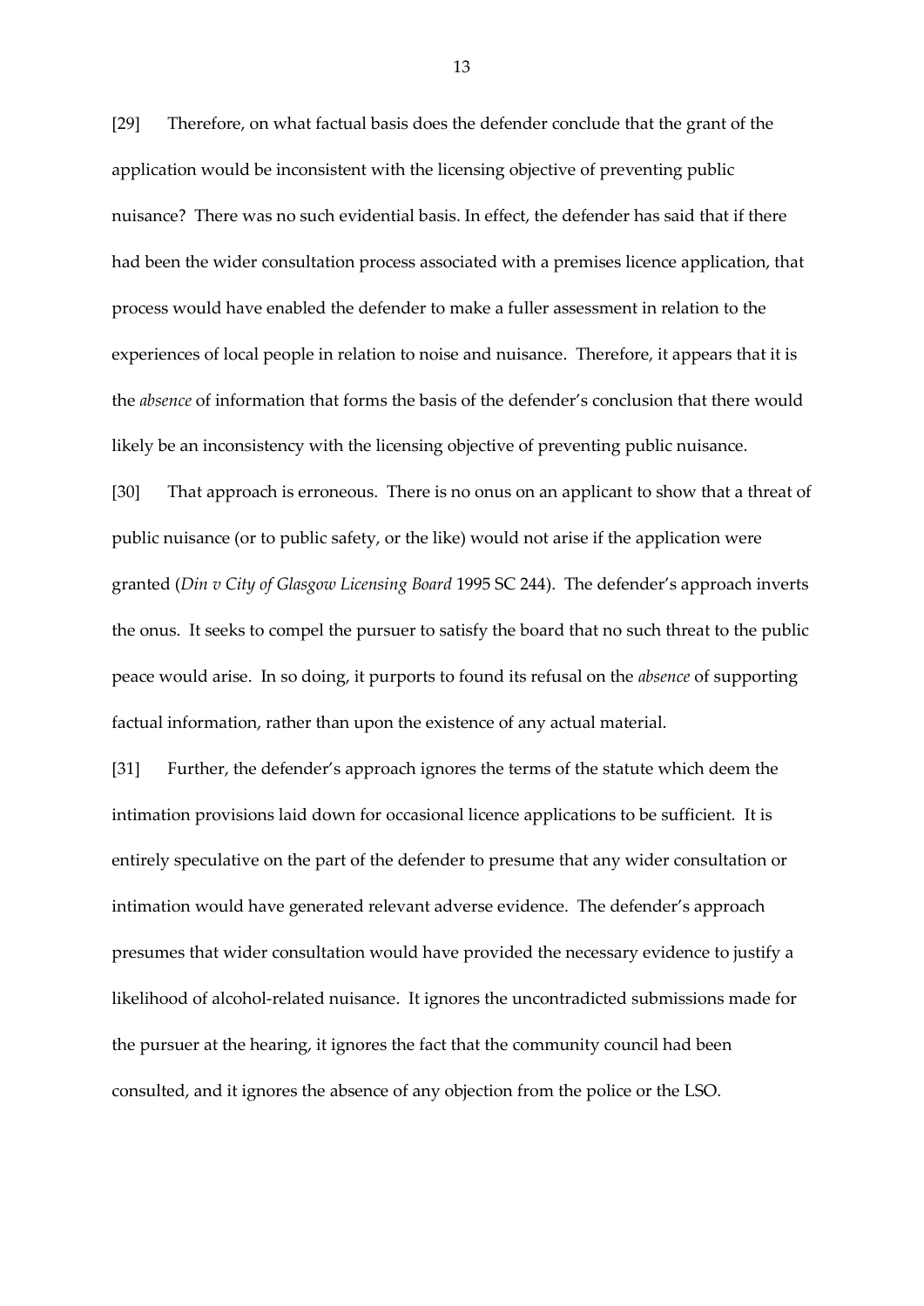[29] Therefore, on what factual basis does the defender conclude that the grant of the application would be inconsistent with the licensing objective of preventing public nuisance? There was no such evidential basis. In effect, the defender has said that if there had been the wider consultation process associated with a premises licence application, that process would have enabled the defender to make a fuller assessment in relation to the experiences of local people in relation to noise and nuisance. Therefore, it appears that it is the *absence* of information that forms the basis of the defender's conclusion that there would likely be an inconsistency with the licensing objective of preventing public nuisance.

[30] That approach is erroneous. There is no onus on an applicant to show that a threat of public nuisance (or to public safety, or the like) would not arise if the application were granted (*Din v City of Glasgow Licensing Board* 1995 SC 244). The defender's approach inverts the onus. It seeks to compel the pursuer to satisfy the board that no such threat to the public peace would arise. In so doing, it purports to found its refusal on the *absence* of supporting factual information, rather than upon the existence of any actual material.

[31] Further, the defender's approach ignores the terms of the statute which deem the intimation provisions laid down for occasional licence applications to be sufficient. It is entirely speculative on the part of the defender to presume that any wider consultation or intimation would have generated relevant adverse evidence. The defender's approach presumes that wider consultation would have provided the necessary evidence to justify a likelihood of alcohol-related nuisance. It ignores the uncontradicted submissions made for the pursuer at the hearing, it ignores the fact that the community council had been consulted, and it ignores the absence of any objection from the police or the LSO.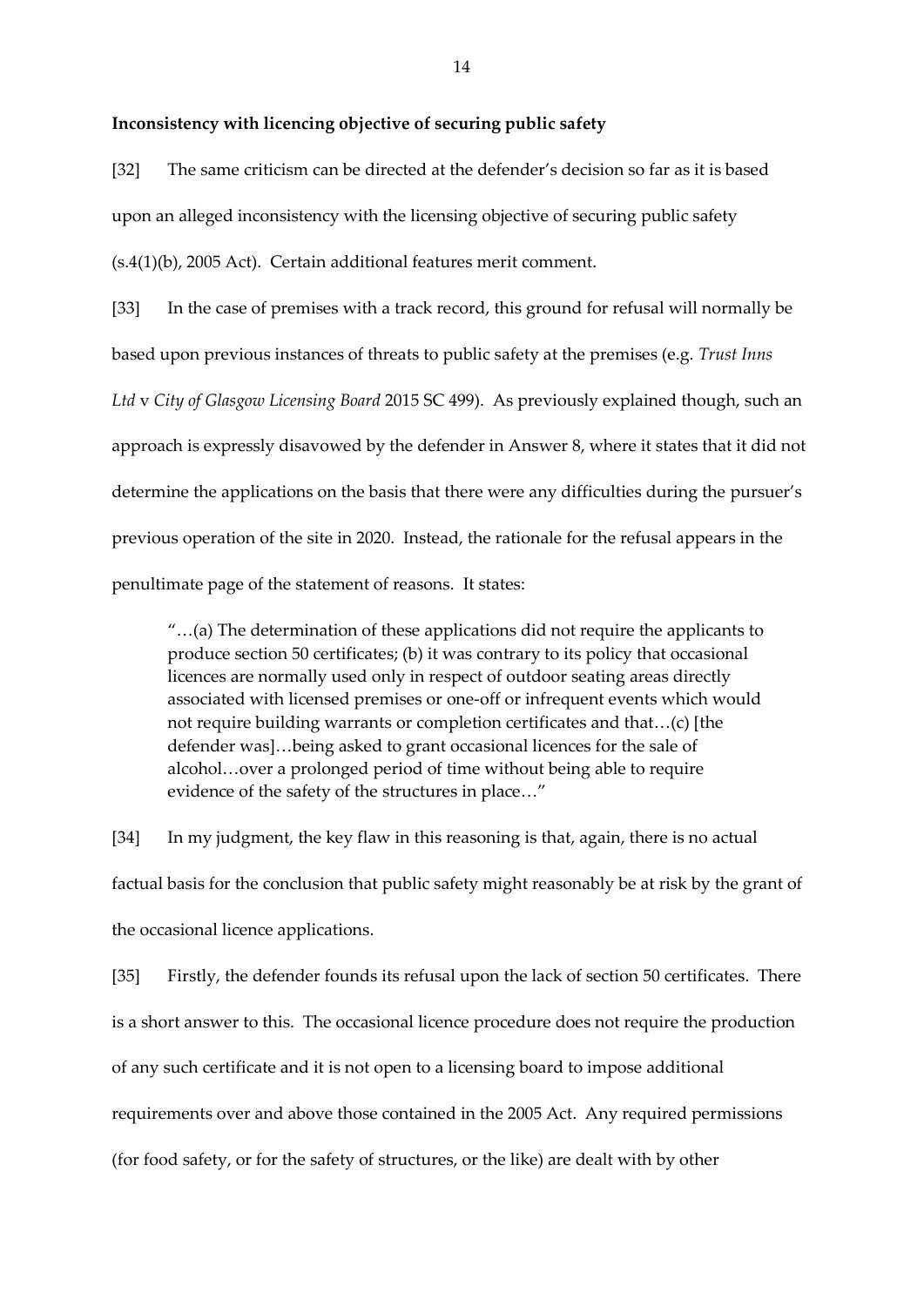**Inconsistency with licencing objective of securing public safety**

[32] The same criticism can be directed at the defender's decision so far as it is based upon an alleged inconsistency with the licensing objective of securing public safety (s.4(1)(b), 2005 Act). Certain additional features merit comment.

[33] In the case of premises with a track record, this ground for refusal will normally be based upon previous instances of threats to public safety at the premises (e.g. *Trust Inns Ltd* v *City of Glasgow Licensing Board* 2015 SC 499). As previously explained though, such an approach is expressly disavowed by the defender in Answer 8, where it states that it did not determine the applications on the basis that there were any difficulties during the pursuer's previous operation of the site in 2020. Instead, the rationale for the refusal appears in the penultimate page of the statement of reasons. It states:

> "…(a) The determination of these applications did not require the applicants to produce section 50 certificates; (b) it was contrary to its policy that occasional licences are normally used only in respect of outdoor seating areas directly associated with licensed premises or one-off or infrequent events which would not require building warrants or completion certificates and that…(c) [the defender was]…being asked to grant occasional licences for the sale of alcohol…over a prolonged period of time without being able to require evidence of the safety of the structures in place…"

[34] In my judgment, the key flaw in this reasoning is that, again, there is no actual factual basis for the conclusion that public safety might reasonably be at risk by the grant of the occasional licence applications.

[35] Firstly, the defender founds its refusal upon the lack of section 50 certificates. There is a short answer to this. The occasional licence procedure does not require the production of any such certificate and it is not open to a licensing board to impose additional requirements over and above those contained in the 2005 Act. Any required permissions (for food safety, or for the safety of structures, or the like) are dealt with by other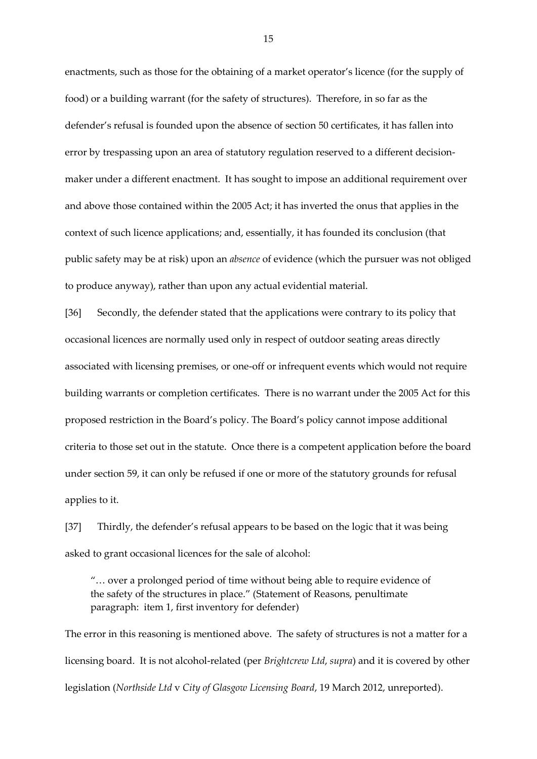enactments, such as those for the obtaining of a market operator's licence (for the supply of food) or a building warrant (for the safety of structures). Therefore, in so far as the defender's refusal is founded upon the absence of section 50 certificates, it has fallen into error by trespassing upon an area of statutory regulation reserved to a different decision-maker under a different enactment. It has sought to impose an additional requirement over and above those contained within the 2005 Act; it has inverted the onus that applies in the context of such licence applications; and, essentially, it has founded its conclusion (that public safety may be at risk) upon an *absence* of evidence (which the pursuer was not obliged to produce anyway), rather than upon any actual evidential material.

[36] Secondly, the defender stated that the applications were contrary to its policy that occasional licences are normally used only in respect of outdoor seating areas directly associated with licensing premises, or one-off or infrequent events which would not require building warrants or completion certificates. There is no warrant under the 2005 Act for this proposed restriction in the Board's policy. The Board's policy cannot impose additional criteria to those set out in the statute. Once there is a competent application before the board under section 59, it can only be refused if one or more of the statutory grounds for refusal applies to it.

[37] Thirdly, the defender's refusal appears to be based on the logic that it was being asked to grant occasional licences for the sale of alcohol:

> "… over a prolonged period of time without being able to require evidence of the safety of the structures in place." (Statement of Reasons, penultimate paragraph: item 1, first inventory for defender)

The error in this reasoning is mentioned above. The safety of structures is not a matter for a licensing board. It is not alcohol-related (per *Brightcrew Ltd*, *supra*) and it is covered by other legislation (*Northside Ltd* v *City of Glasgow Licensing Board*, 19 March 2012, unreported).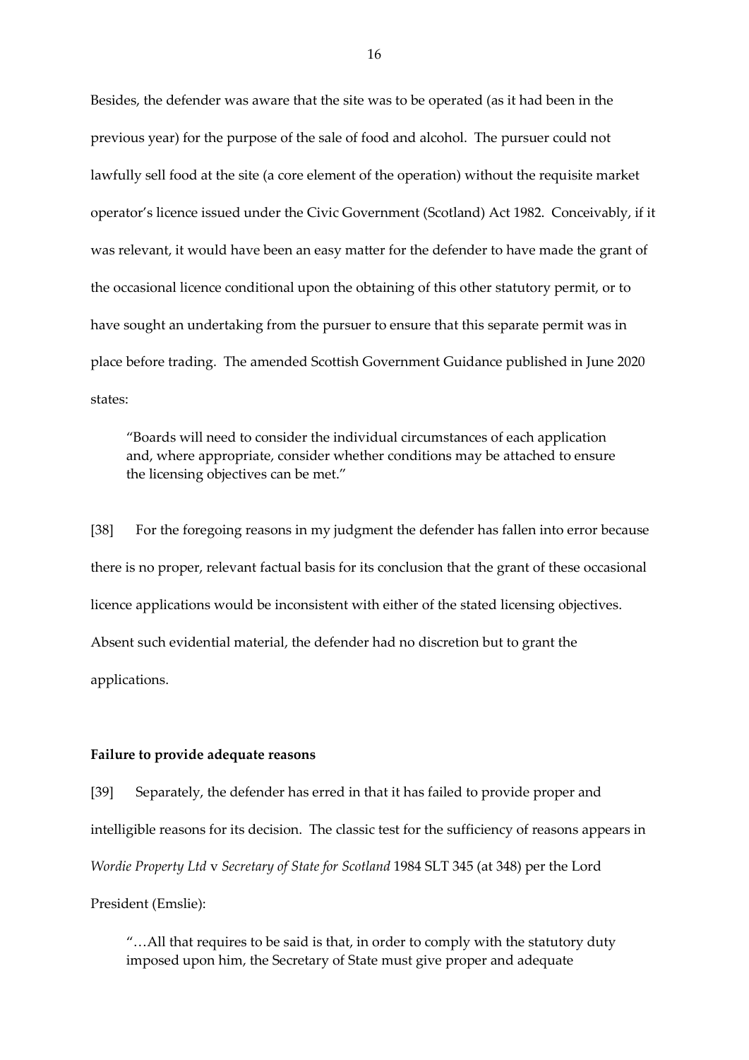Besides, the defender was aware that the site was to be operated (as it had been in the previous year) for the purpose of the sale of food and alcohol. The pursuer could not lawfully sell food at the site (a core element of the operation) without the requisite market operator's licence issued under the Civic Government (Scotland) Act 1982. Conceivably, if it was relevant, it would have been an easy matter for the defender to have made the grant of the occasional licence conditional upon the obtaining of this other statutory permit, or to have sought an undertaking from the pursuer to ensure that this separate permit was in place before trading. The amended Scottish Government Guidance published in June 2020 states:

> "Boards will need to consider the individual circumstances of each application and, where appropriate, consider whether conditions may be attached to ensure the licensing objectives can be met."

[38] For the foregoing reasons in my judgment the defender has fallen into error because there is no proper, relevant factual basis for its conclusion that the grant of these occasional licence applications would be inconsistent with either of the stated licensing objectives. Absent such evidential material, the defender had no discretion but to grant the applications.

**Failure to provide adequate reasons**

[39] Separately, the defender has erred in that it has failed to provide proper and intelligible reasons for its decision. The classic test for the sufficiency of reasons appears in *Wordie Property Ltd* v *Secretary of State for Scotland* 1984 SLT 345 (at 348) per the Lord President (Emslie):

> "…All that requires to be said is that, in order to comply with the statutory duty imposed upon him, the Secretary of State must give proper and adequate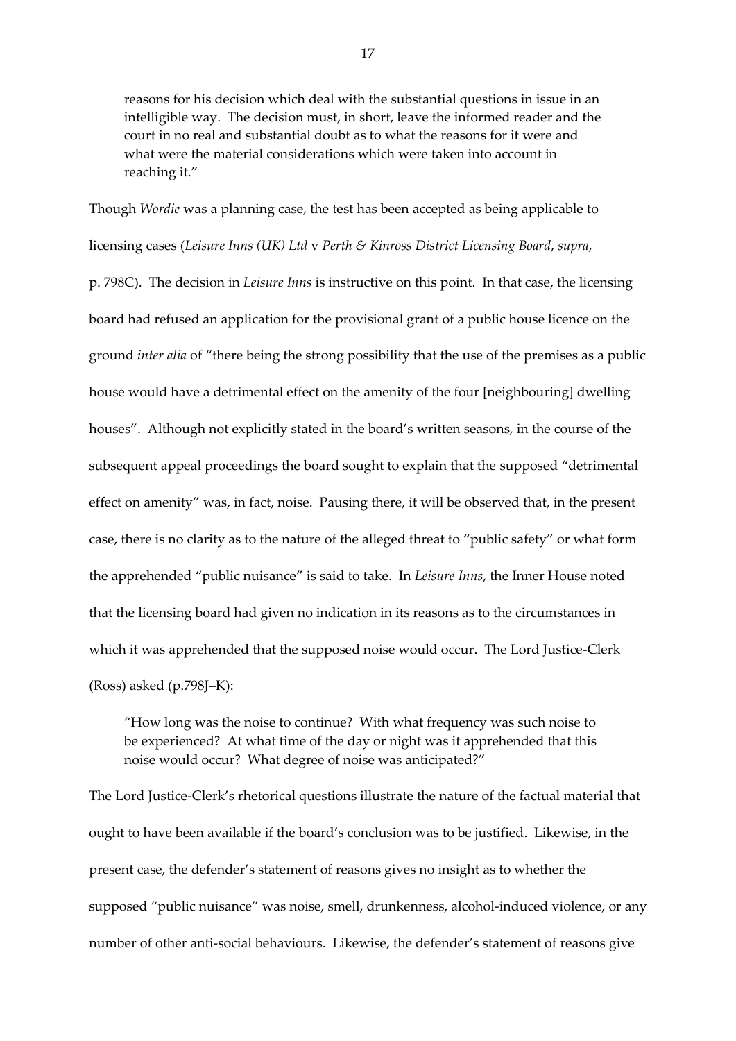> reasons for his decision which deal with the substantial questions in issue in an intelligible way. The decision must, in short, leave the informed reader and the court in no real and substantial doubt as to what the reasons for it were and what were the material considerations which were taken into account in reaching it."

Though *Wordie* was a planning case, the test has been accepted as being applicable to licensing cases (*Leisure Inns (UK) Ltd* v *Perth & Kinross District Licensing Board*, *supra*, p. 798C). The decision in *Leisure Inns* is instructive on this point. In that case, the licensing board had refused an application for the provisional grant of a public house licence on the ground *inter alia* of "there being the strong possibility that the use of the premises as a public house would have a detrimental effect on the amenity of the four [neighbouring] dwelling houses". Although not explicitly stated in the board's written seasons, in the course of the subsequent appeal proceedings the board sought to explain that the supposed "detrimental effect on amenity" was, in fact, noise. Pausing there, it will be observed that, in the present case, there is no clarity as to the nature of the alleged threat to "public safety" or what form the apprehended "public nuisance" is said to take. In *Leisure Inns*, the Inner House noted that the licensing board had given no indication in its reasons as to the circumstances in which it was apprehended that the supposed noise would occur. The Lord Justice-Clerk (Ross) asked (p.798J–K):

> "How long was the noise to continue? With what frequency was such noise to be experienced? At what time of the day or night was it apprehended that this noise would occur? What degree of noise was anticipated?"

The Lord Justice-Clerk's rhetorical questions illustrate the nature of the factual material that ought to have been available if the board's conclusion was to be justified. Likewise, in the present case, the defender's statement of reasons gives no insight as to whether the supposed "public nuisance" was noise, smell, drunkenness, alcohol-induced violence, or any number of other anti-social behaviours. Likewise, the defender's statement of reasons give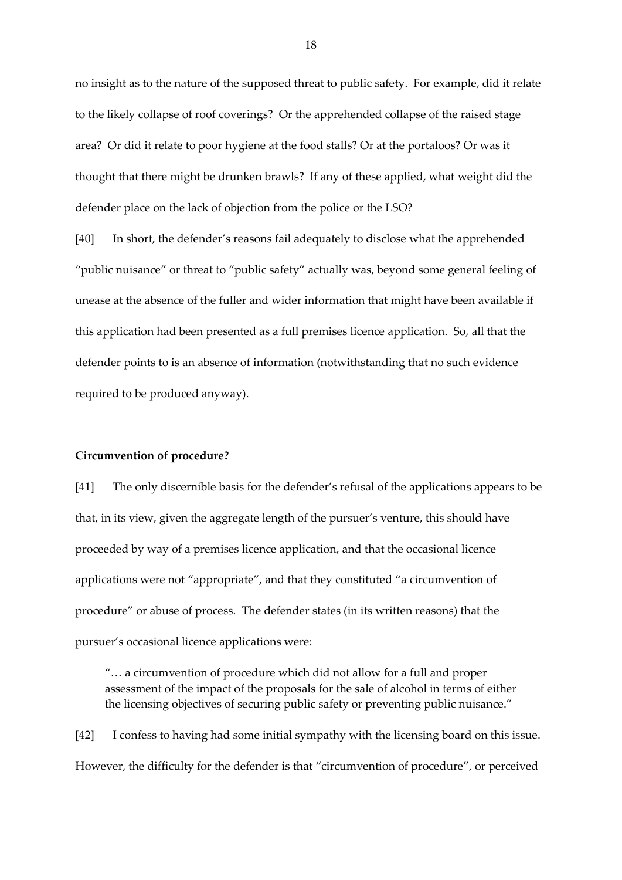no insight as to the nature of the supposed threat to public safety. For example, did it relate to the likely collapse of roof coverings? Or the apprehended collapse of the raised stage area? Or did it relate to poor hygiene at the food stalls? Or at the portaloos? Or was it thought that there might be drunken brawls? If any of these applied, what weight did the defender place on the lack of objection from the police or the LSO?

[40] In short, the defender's reasons fail adequately to disclose what the apprehended "public nuisance" or threat to "public safety" actually was, beyond some general feeling of unease at the absence of the fuller and wider information that might have been available if this application had been presented as a full premises licence application. So, all that the defender points to is an absence of information (notwithstanding that no such evidence required to be produced anyway).

**Circumvention of procedure?**

[41] The only discernible basis for the defender's refusal of the applications appears to be that, in its view, given the aggregate length of the pursuer's venture, this should have proceeded by way of a premises licence application, and that the occasional licence applications were not "appropriate", and that they constituted "a circumvention of procedure" or abuse of process. The defender states (in its written reasons) that the pursuer's occasional licence applications were:

> "… a circumvention of procedure which did not allow for a full and proper assessment of the impact of the proposals for the sale of alcohol in terms of either the licensing objectives of securing public safety or preventing public nuisance."

[42] I confess to having had some initial sympathy with the licensing board on this issue. However, the difficulty for the defender is that "circumvention of procedure", or perceived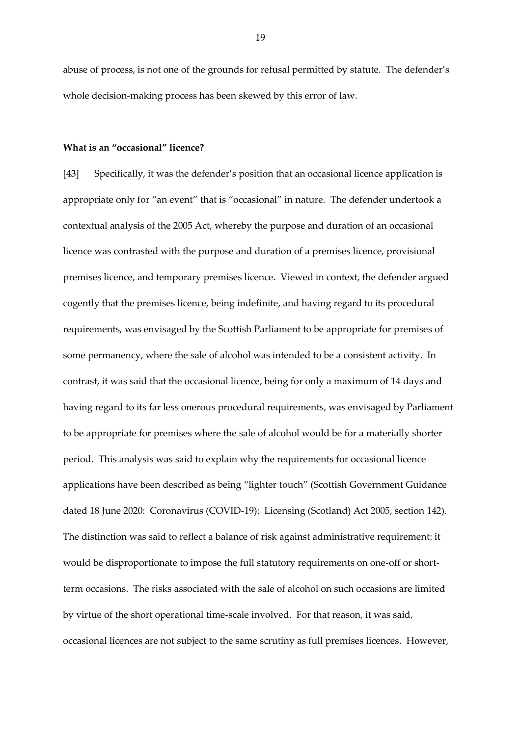abuse of process, is not one of the grounds for refusal permitted by statute. The defender's whole decision-making process has been skewed by this error of law.

**What is an "occasional" licence?**

[43] Specifically, it was the defender's position that an occasional licence application is appropriate only for "an event" that is "occasional" in nature. The defender undertook a contextual analysis of the 2005 Act, whereby the purpose and duration of an occasional licence was contrasted with the purpose and duration of a premises licence, provisional premises licence, and temporary premises licence. Viewed in context, the defender argued cogently that the premises licence, being indefinite, and having regard to its procedural requirements, was envisaged by the Scottish Parliament to be appropriate for premises of some permanency, where the sale of alcohol was intended to be a consistent activity. In contrast, it was said that the occasional licence, being for only a maximum of 14 days and having regard to its far less onerous procedural requirements, was envisaged by Parliament to be appropriate for premises where the sale of alcohol would be for a materially shorter period. This analysis was said to explain why the requirements for occasional licence applications have been described as being "lighter touch" (Scottish Government Guidance dated 18 June 2020: Coronavirus (COVID-19): Licensing (Scotland) Act 2005, section 142). The distinction was said to reflect a balance of risk against administrative requirement: it would be disproportionate to impose the full statutory requirements on one-off or short-term occasions. The risks associated with the sale of alcohol on such occasions are limited by virtue of the short operational time-scale involved. For that reason, it was said, occasional licences are not subject to the same scrutiny as full premises licences. However,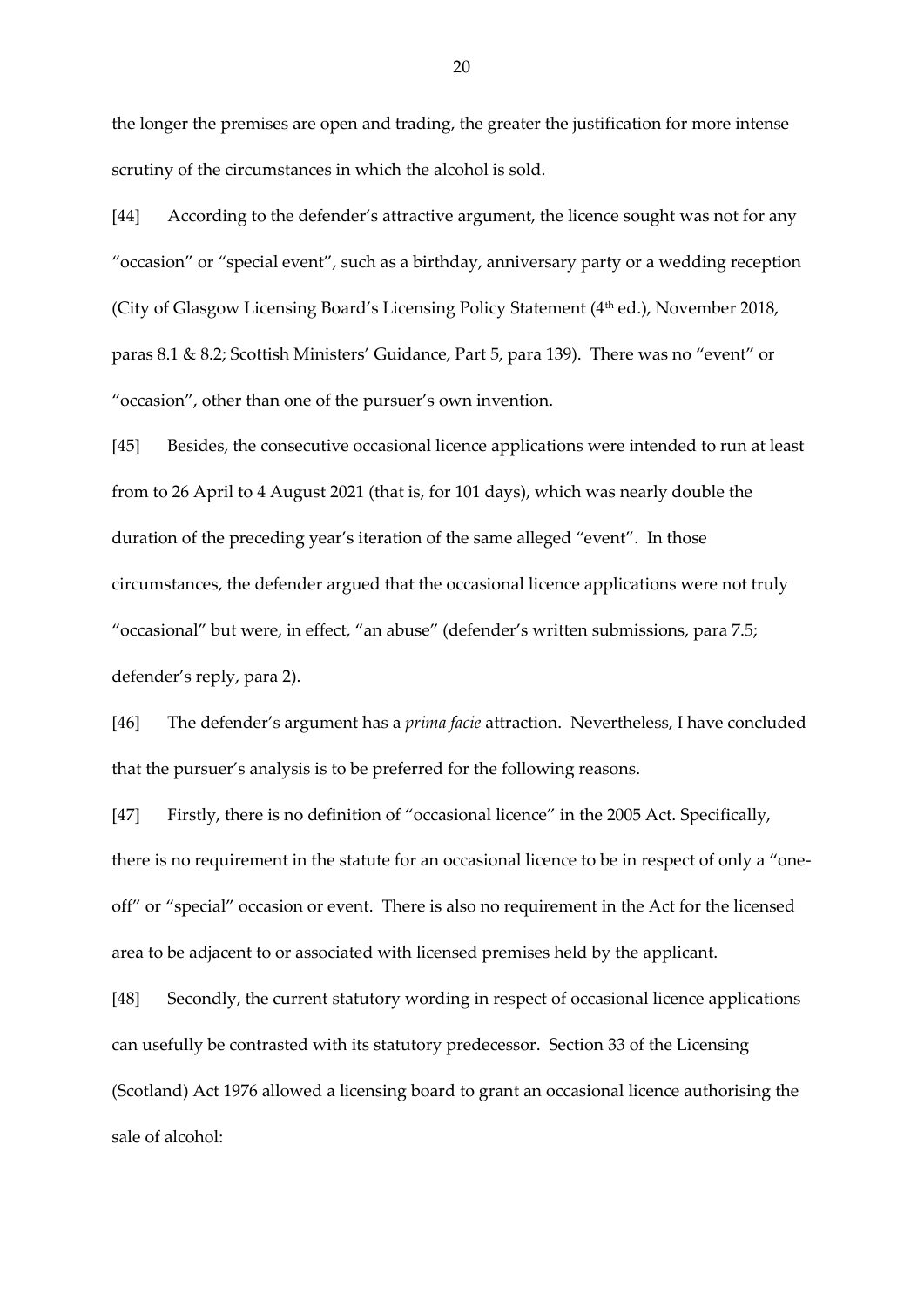the longer the premises are open and trading, the greater the justification for more intense scrutiny of the circumstances in which the alcohol is sold.

[44] According to the defender's attractive argument, the licence sought was not for any "occasion" or "special event", such as a birthday, anniversary party or a wedding reception (City of Glasgow Licensing Board's Licensing Policy Statement (4th ed.), November 2018, paras 8.1 & 8.2; Scottish Ministers' Guidance, Part 5, para 139). There was no "event" or "occasion", other than one of the pursuer's own invention.

[45] Besides, the consecutive occasional licence applications were intended to run at least from to 26 April to 4 August 2021 (that is, for 101 days), which was nearly double the duration of the preceding year's iteration of the same alleged "event". In those circumstances, the defender argued that the occasional licence applications were not truly "occasional" but were, in effect, "an abuse" (defender's written submissions, para 7.5; defender's reply, para 2).

[46] The defender's argument has a *prima facie* attraction. Nevertheless, I have concluded that the pursuer's analysis is to be preferred for the following reasons.

[47] Firstly, there is no definition of "occasional licence" in the 2005 Act. Specifically, there is no requirement in the statute for an occasional licence to be in respect of only a "one-off" or "special" occasion or event. There is also no requirement in the Act for the licensed area to be adjacent to or associated with licensed premises held by the applicant.

[48] Secondly, the current statutory wording in respect of occasional licence applications can usefully be contrasted with its statutory predecessor. Section 33 of the Licensing (Scotland) Act 1976 allowed a licensing board to grant an occasional licence authorising the sale of alcohol: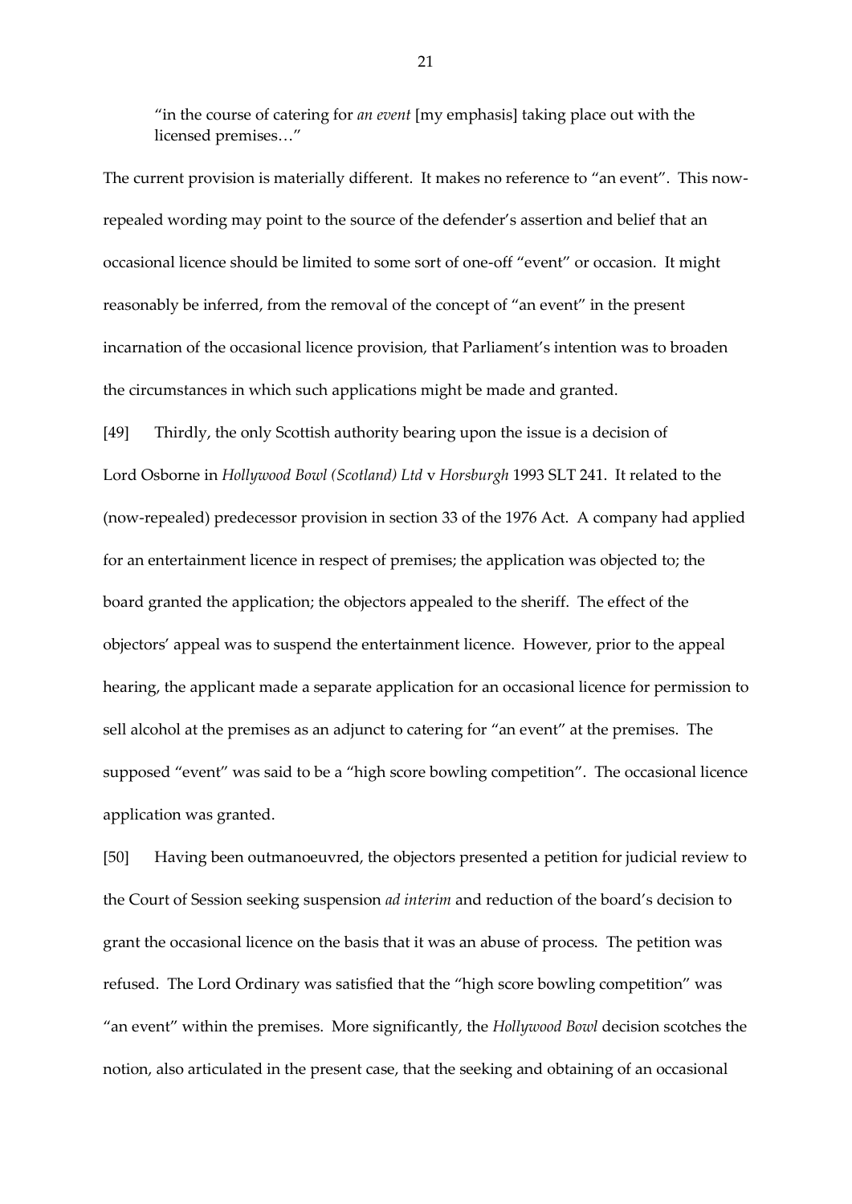> "in the course of catering for *an event* [my emphasis] taking place out with the licensed premises…"

The current provision is materially different. It makes no reference to "an event". This now-repealed wording may point to the source of the defender's assertion and belief that an occasional licence should be limited to some sort of one-off "event" or occasion. It might reasonably be inferred, from the removal of the concept of "an event" in the present incarnation of the occasional licence provision, that Parliament's intention was to broaden the circumstances in which such applications might be made and granted.

[49] Thirdly, the only Scottish authority bearing upon the issue is a decision of Lord Osborne in *Hollywood Bowl (Scotland) Ltd* v *Horsburgh* 1993 SLT 241. It related to the (now-repealed) predecessor provision in section 33 of the 1976 Act. A company had applied for an entertainment licence in respect of premises; the application was objected to; the board granted the application; the objectors appealed to the sheriff. The effect of the objectors' appeal was to suspend the entertainment licence. However, prior to the appeal hearing, the applicant made a separate application for an occasional licence for permission to sell alcohol at the premises as an adjunct to catering for "an event" at the premises. The supposed "event" was said to be a "high score bowling competition". The occasional licence application was granted.

[50] Having been outmanoeuvred, the objectors presented a petition for judicial review to the Court of Session seeking suspension *ad interim* and reduction of the board's decision to grant the occasional licence on the basis that it was an abuse of process. The petition was refused. The Lord Ordinary was satisfied that the "high score bowling competition" was "an event" within the premises. More significantly, the *Hollywood Bowl* decision scotches the notion, also articulated in the present case, that the seeking and obtaining of an occasional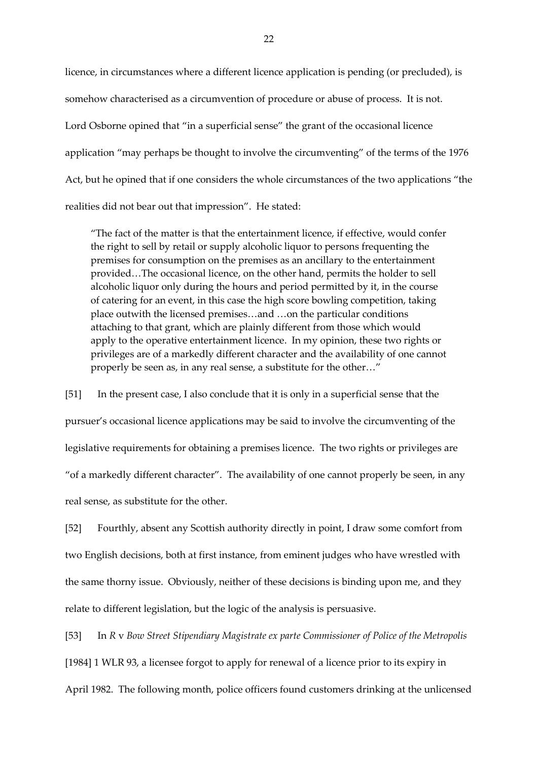licence, in circumstances where a different licence application is pending (or precluded), is somehow characterised as a circumvention of procedure or abuse of process. It is not. Lord Osborne opined that "in a superficial sense" the grant of the occasional licence application "may perhaps be thought to involve the circumventing" of the terms of the 1976 Act, but he opined that if one considers the whole circumstances of the two applications "the realities did not bear out that impression". He stated:

> "The fact of the matter is that the entertainment licence, if effective, would confer the right to sell by retail or supply alcoholic liquor to persons frequenting the premises for consumption on the premises as an ancillary to the entertainment provided…The occasional licence, on the other hand, permits the holder to sell alcoholic liquor only during the hours and period permitted by it, in the course of catering for an event, in this case the high score bowling competition, taking place outwith the licensed premises…and …on the particular conditions attaching to that grant, which are plainly different from those which would apply to the operative entertainment licence. In my opinion, these two rights or privileges are of a markedly different character and the availability of one cannot properly be seen as, in any real sense, a substitute for the other…"

[51] In the present case, I also conclude that it is only in a superficial sense that the pursuer's occasional licence applications may be said to involve the circumventing of the legislative requirements for obtaining a premises licence. The two rights or privileges are "of a markedly different character". The availability of one cannot properly be seen, in any real sense, as substitute for the other.

[52] Fourthly, absent any Scottish authority directly in point, I draw some comfort from two English decisions, both at first instance, from eminent judges who have wrestled with the same thorny issue. Obviously, neither of these decisions is binding upon me, and they relate to different legislation, but the logic of the analysis is persuasive.

[53] In *R* v *Bow Street Stipendiary Magistrate ex parte Commissioner of Police of the Metropolis* [1984] 1 WLR 93, a licensee forgot to apply for renewal of a licence prior to its expiry in April 1982. The following month, police officers found customers drinking at the unlicensed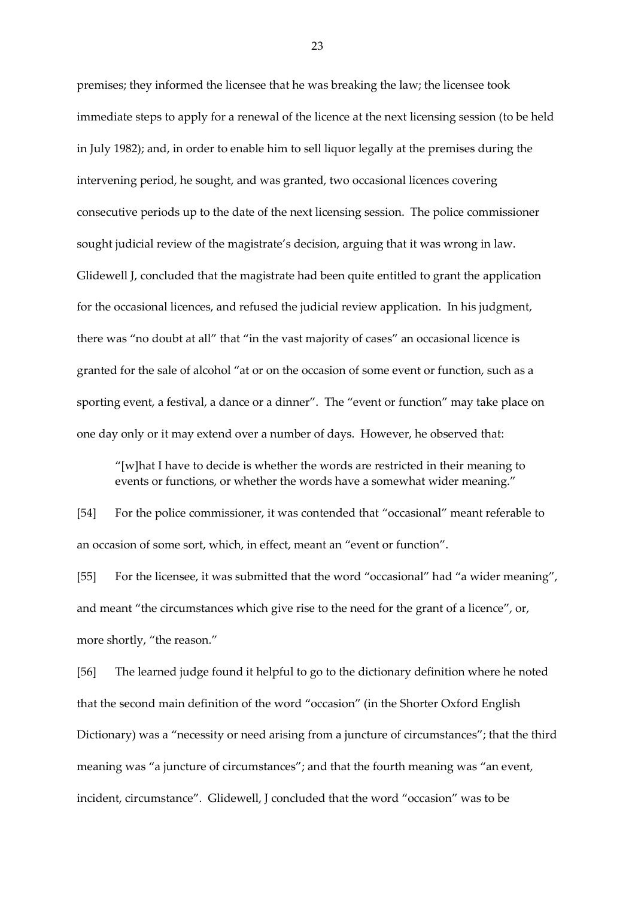premises; they informed the licensee that he was breaking the law; the licensee took immediate steps to apply for a renewal of the licence at the next licensing session (to be held in July 1982); and, in order to enable him to sell liquor legally at the premises during the intervening period, he sought, and was granted, two occasional licences covering consecutive periods up to the date of the next licensing session. The police commissioner sought judicial review of the magistrate's decision, arguing that it was wrong in law. Glidewell J, concluded that the magistrate had been quite entitled to grant the application for the occasional licences, and refused the judicial review application. In his judgment, there was "no doubt at all" that "in the vast majority of cases" an occasional licence is granted for the sale of alcohol "at or on the occasion of some event or function, such as a sporting event, a festival, a dance or a dinner". The "event or function" may take place on one day only or it may extend over a number of days. However, he observed that:

> "[w]hat I have to decide is whether the words are restricted in their meaning to events or functions, or whether the words have a somewhat wider meaning."

[54] For the police commissioner, it was contended that "occasional" meant referable to an occasion of some sort, which, in effect, meant an "event or function".

[55] For the licensee, it was submitted that the word "occasional" had "a wider meaning", and meant "the circumstances which give rise to the need for the grant of a licence", or, more shortly, "the reason."

[56] The learned judge found it helpful to go to the dictionary definition where he noted that the second main definition of the word "occasion" (in the Shorter Oxford English Dictionary) was a "necessity or need arising from a juncture of circumstances"; that the third meaning was "a juncture of circumstances"; and that the fourth meaning was "an event, incident, circumstance". Glidewell, J concluded that the word "occasion" was to be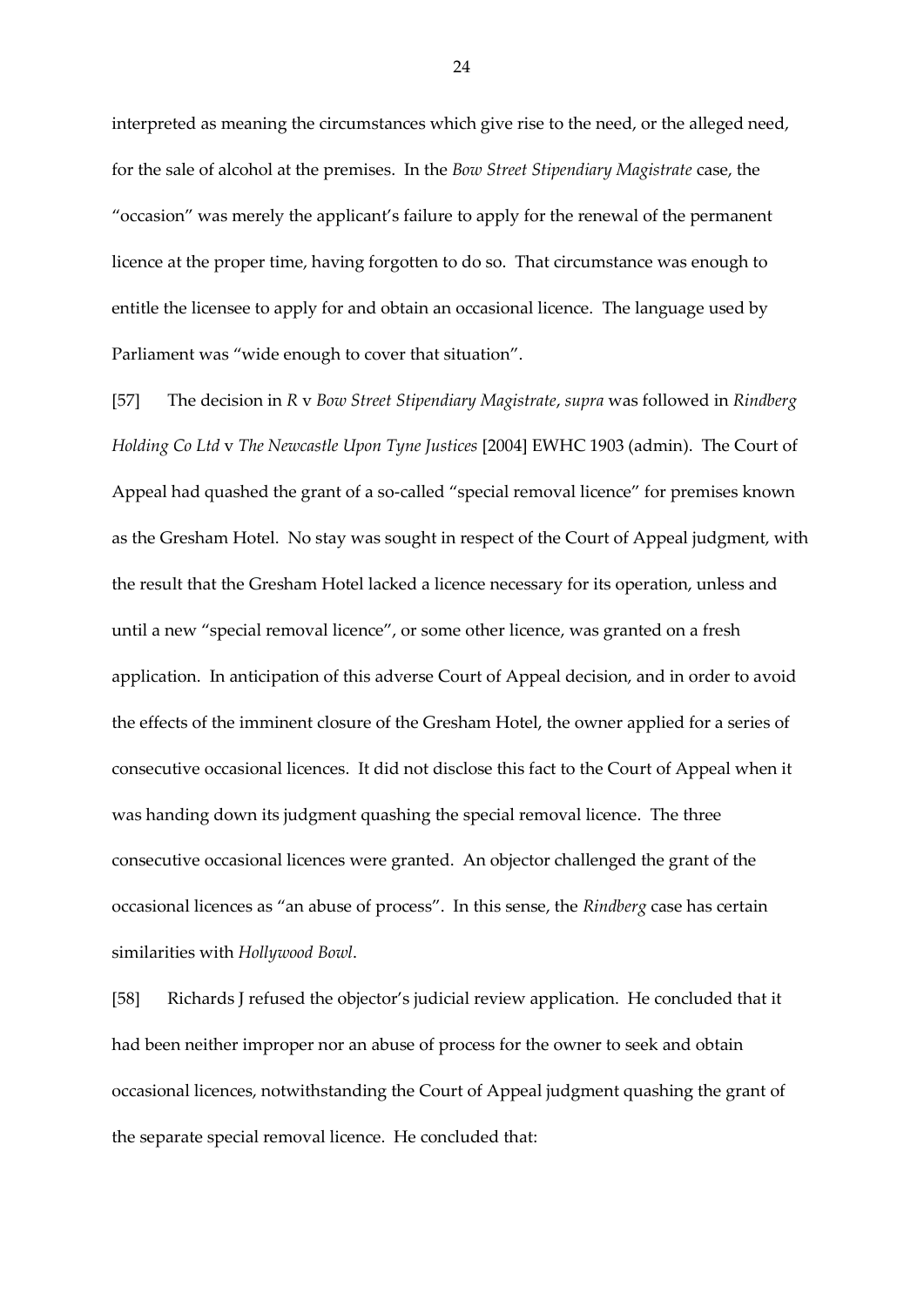interpreted as meaning the circumstances which give rise to the need, or the alleged need, for the sale of alcohol at the premises. In the *Bow Street Stipendiary Magistrate* case, the "occasion" was merely the applicant's failure to apply for the renewal of the permanent licence at the proper time, having forgotten to do so. That circumstance was enough to entitle the licensee to apply for and obtain an occasional licence. The language used by Parliament was "wide enough to cover that situation".

[57] The decision in *R* v *Bow Street Stipendiary Magistrate*, *supra* was followed in *Rindberg Holding Co Ltd* v *The Newcastle Upon Tyne Justices* [2004] EWHC 1903 (admin). The Court of Appeal had quashed the grant of a so-called "special removal licence" for premises known as the Gresham Hotel. No stay was sought in respect of the Court of Appeal judgment, with the result that the Gresham Hotel lacked a licence necessary for its operation, unless and until a new "special removal licence", or some other licence, was granted on a fresh application. In anticipation of this adverse Court of Appeal decision, and in order to avoid the effects of the imminent closure of the Gresham Hotel, the owner applied for a series of consecutive occasional licences. It did not disclose this fact to the Court of Appeal when it was handing down its judgment quashing the special removal licence. The three consecutive occasional licences were granted. An objector challenged the grant of the occasional licences as "an abuse of process". In this sense, the *Rindberg* case has certain similarities with *Hollywood Bowl*.

[58] Richards J refused the objector's judicial review application. He concluded that it had been neither improper nor an abuse of process for the owner to seek and obtain occasional licences, notwithstanding the Court of Appeal judgment quashing the grant of the separate special removal licence. He concluded that: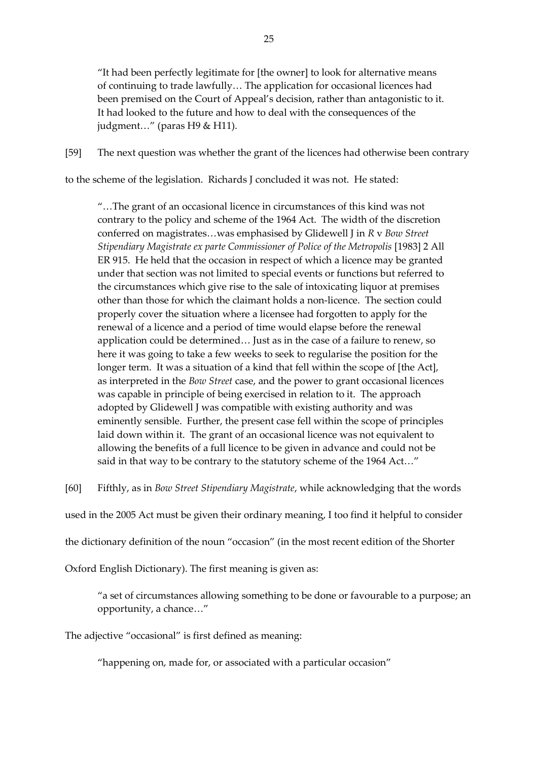> "It had been perfectly legitimate for [the owner] to look for alternative means of continuing to trade lawfully… The application for occasional licences had been premised on the Court of Appeal's decision, rather than antagonistic to it. It had looked to the future and how to deal with the consequences of the judgment…" (paras H9 & H11).

[59] The next question was whether the grant of the licences had otherwise been contrary to the scheme of the legislation. Richards J concluded it was not. He stated:

> "…The grant of an occasional licence in circumstances of this kind was not contrary to the policy and scheme of the 1964 Act. The width of the discretion conferred on magistrates…was emphasised by Glidewell J in *R* v *Bow Street Stipendiary Magistrate ex parte Commissioner of Police of the Metropolis* [1983] 2 All ER 915. He held that the occasion in respect of which a licence may be granted under that section was not limited to special events or functions but referred to the circumstances which give rise to the sale of intoxicating liquor at premises other than those for which the claimant holds a non-licence. The section could properly cover the situation where a licensee had forgotten to apply for the renewal of a licence and a period of time would elapse before the renewal application could be determined… Just as in the case of a failure to renew, so here it was going to take a few weeks to seek to regularise the position for the longer term. It was a situation of a kind that fell within the scope of [the Act], as interpreted in the *Bow Street* case, and the power to grant occasional licences was capable in principle of being exercised in relation to it. The approach adopted by Glidewell J was compatible with existing authority and was eminently sensible. Further, the present case fell within the scope of principles laid down within it. The grant of an occasional licence was not equivalent to allowing the benefits of a full licence to be given in advance and could not be said in that way to be contrary to the statutory scheme of the 1964 Act…"

[60] Fifthly, as in *Bow Street Stipendiary Magistrate*, while acknowledging that the words used in the 2005 Act must be given their ordinary meaning, I too find it helpful to consider the dictionary definition of the noun "occasion" (in the most recent edition of the Shorter Oxford English Dictionary). The first meaning is given as:

> "a set of circumstances allowing something to be done or favourable to a purpose; an opportunity, a chance…"

The adjective "occasional" is first defined as meaning:

> "happening on, made for, or associated with a particular occasion"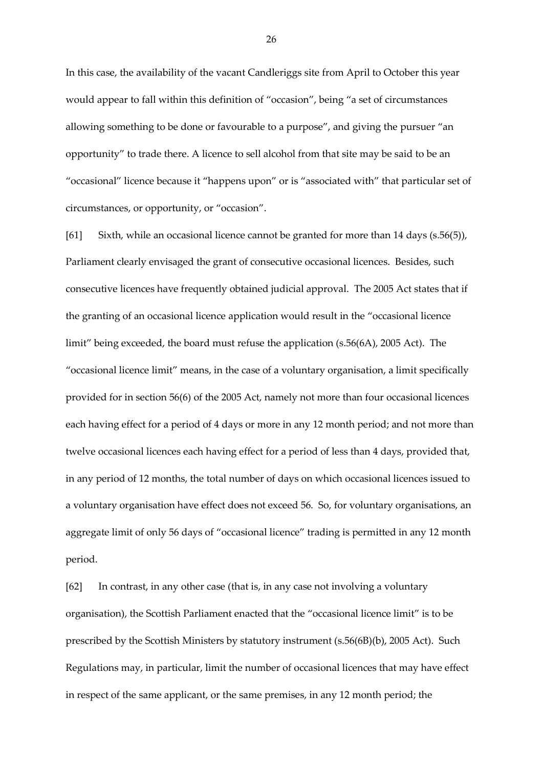In this case, the availability of the vacant Candleriggs site from April to October this year would appear to fall within this definition of "occasion", being "a set of circumstances allowing something to be done or favourable to a purpose", and giving the pursuer "an opportunity" to trade there. A licence to sell alcohol from that site may be said to be an "occasional" licence because it "happens upon" or is "associated with" that particular set of circumstances, or opportunity, or "occasion".

[61] Sixth, while an occasional licence cannot be granted for more than 14 days (s.56(5)), Parliament clearly envisaged the grant of consecutive occasional licences. Besides, such consecutive licences have frequently obtained judicial approval. The 2005 Act states that if the granting of an occasional licence application would result in the "occasional licence limit" being exceeded, the board must refuse the application (s.56(6A), 2005 Act). The "occasional licence limit" means, in the case of a voluntary organisation, a limit specifically provided for in section 56(6) of the 2005 Act, namely not more than four occasional licences each having effect for a period of 4 days or more in any 12 month period; and not more than twelve occasional licences each having effect for a period of less than 4 days, provided that, in any period of 12 months, the total number of days on which occasional licences issued to a voluntary organisation have effect does not exceed 56. So, for voluntary organisations, an aggregate limit of only 56 days of "occasional licence" trading is permitted in any 12 month period.

[62] In contrast, in any other case (that is, in any case not involving a voluntary organisation), the Scottish Parliament enacted that the "occasional licence limit" is to be prescribed by the Scottish Ministers by statutory instrument (s.56(6B)(b), 2005 Act). Such Regulations may, in particular, limit the number of occasional licences that may have effect in respect of the same applicant, or the same premises, in any 12 month period; the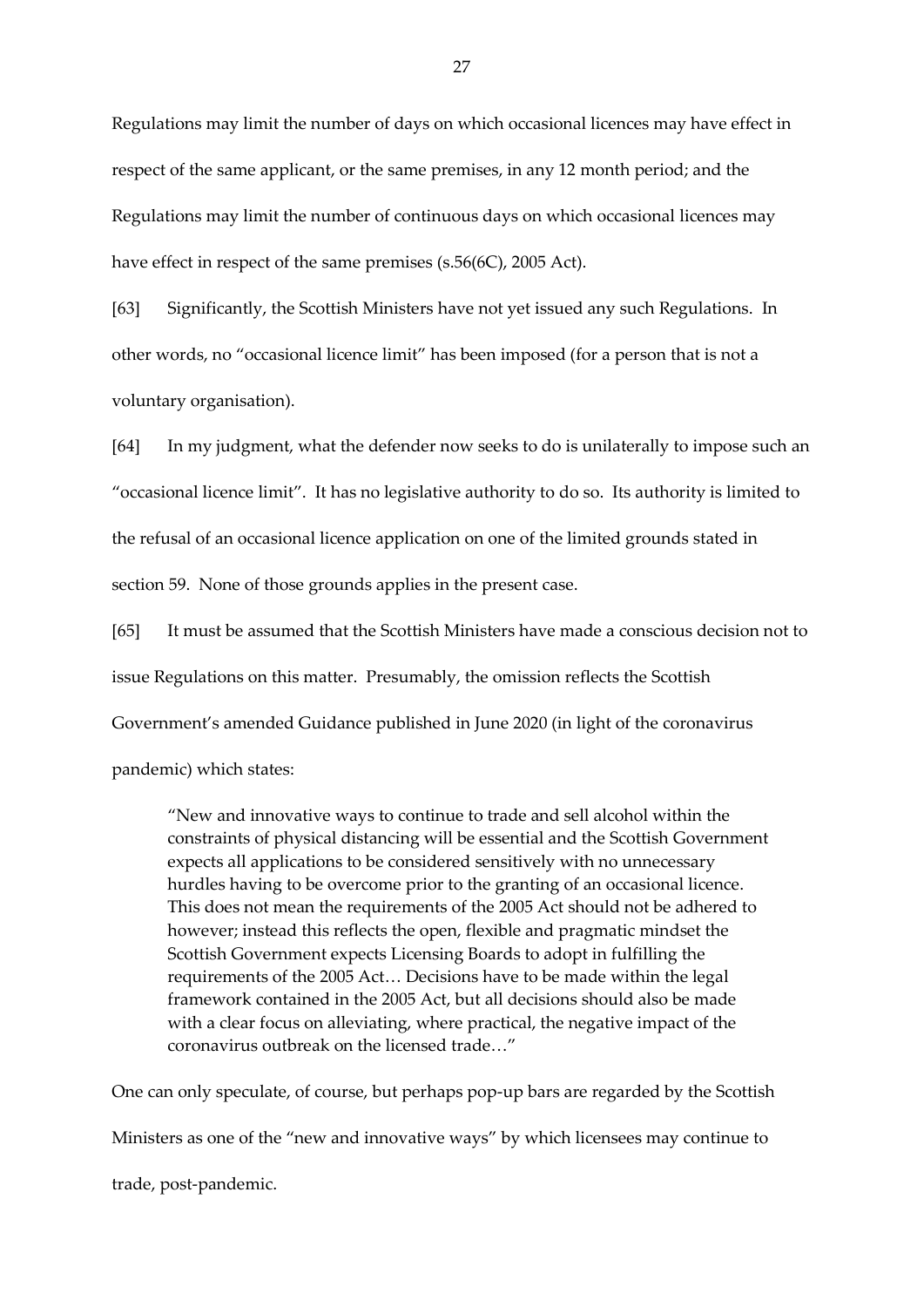Regulations may limit the number of days on which occasional licences may have effect in respect of the same applicant, or the same premises, in any 12 month period; and the Regulations may limit the number of continuous days on which occasional licences may have effect in respect of the same premises (s.56(6C), 2005 Act).

[63] Significantly, the Scottish Ministers have not yet issued any such Regulations. In other words, no "occasional licence limit" has been imposed (for a person that is not a voluntary organisation).

[64] In my judgment, what the defender now seeks to do is unilaterally to impose such an "occasional licence limit". It has no legislative authority to do so. Its authority is limited to the refusal of an occasional licence application on one of the limited grounds stated in section 59. None of those grounds applies in the present case.

[65] It must be assumed that the Scottish Ministers have made a conscious decision not to issue Regulations on this matter. Presumably, the omission reflects the Scottish Government's amended Guidance published in June 2020 (in light of the coronavirus pandemic) which states:

> "New and innovative ways to continue to trade and sell alcohol within the constraints of physical distancing will be essential and the Scottish Government expects all applications to be considered sensitively with no unnecessary hurdles having to be overcome prior to the granting of an occasional licence. This does not mean the requirements of the 2005 Act should not be adhered to however; instead this reflects the open, flexible and pragmatic mindset the Scottish Government expects Licensing Boards to adopt in fulfilling the requirements of the 2005 Act… Decisions have to be made within the legal framework contained in the 2005 Act, but all decisions should also be made with a clear focus on alleviating, where practical, the negative impact of the coronavirus outbreak on the licensed trade…"

One can only speculate, of course, but perhaps pop-up bars are regarded by the Scottish Ministers as one of the "new and innovative ways" by which licensees may continue to trade, post-pandemic.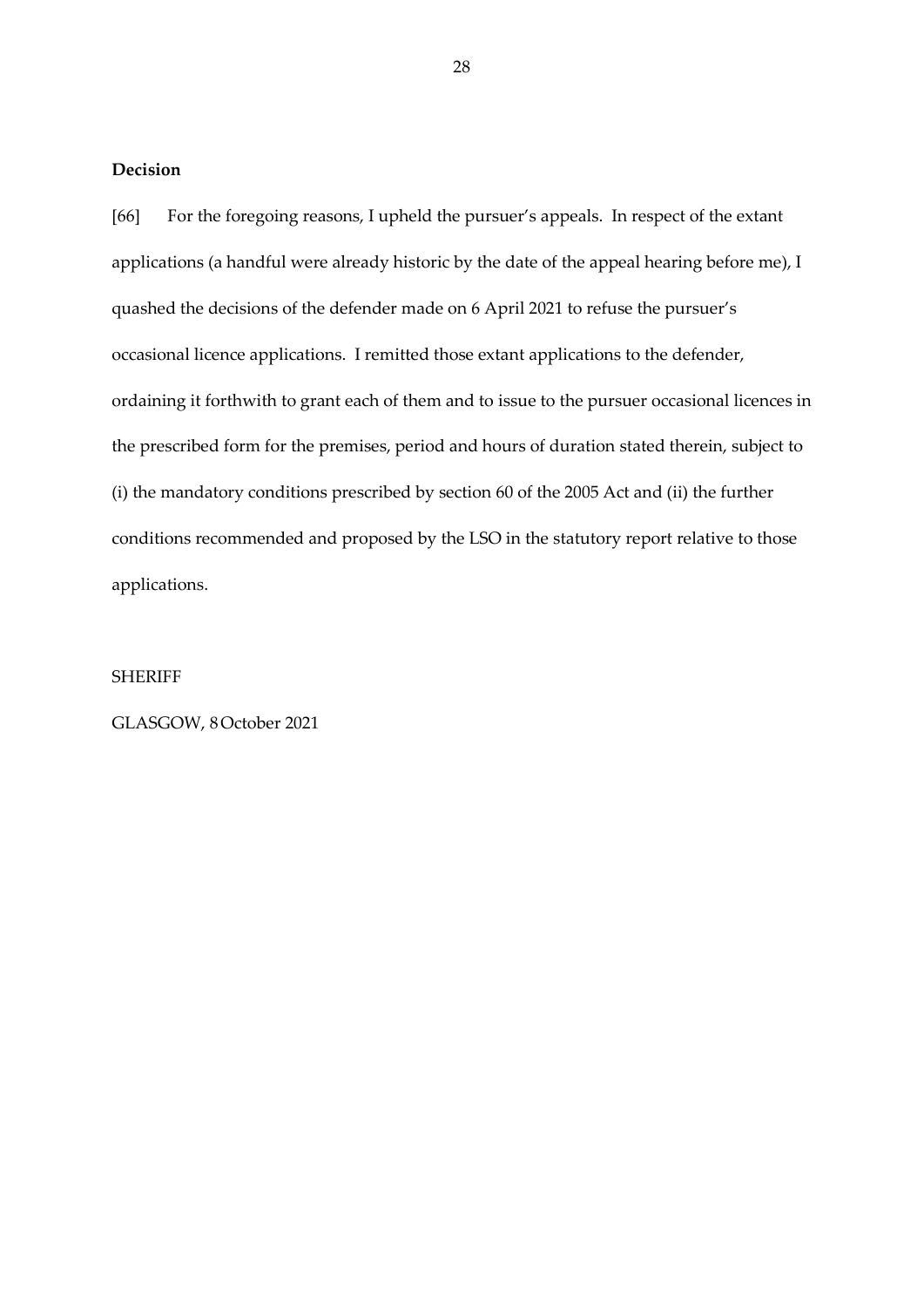## Decision

[66] For the foregoing reasons, I upheld the pursuer's appeals. In respect of the extant applications (a handful were already historic by the date of the appeal hearing before me), I quashed the decisions of the defender made on 6 April 2021 to refuse the pursuer's occasional licence applications. I remitted those extant applications to the defender, ordaining it forthwith to grant each of them and to issue to the pursuer occasional licences in the prescribed form for the premises, period and hours of duration stated therein, subject to (i) the mandatory conditions prescribed by section 60 of the 2005 Act and (ii) the further conditions recommended and proposed by the LSO in the statutory report relative to those applications.

SHERIFF

GLASGOW, 8 October 2021